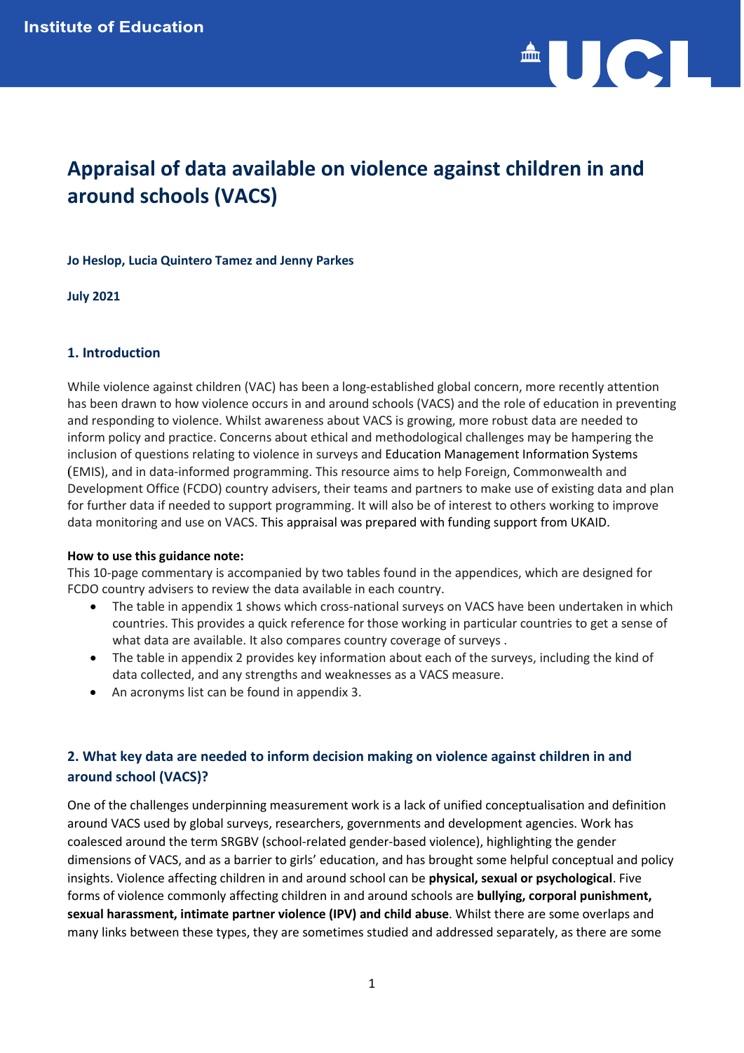Institute of Education

# Appraisal of data available on violence against children in and around schools (VACS)

**Jo Heslop, Lucia Quintero Tamez and Jenny Parkes**

**July 2021**

## 1. Introduction

While violence against children (VAC) has been a long-established global concern, more recently attention has been drawn to how violence occurs in and around schools (VACS) and the role of education in preventing and responding to violence. Whilst awareness about VACS is growing, more robust data are needed to inform policy and practice. Concerns about ethical and methodological challenges may be hampering the inclusion of questions relating to violence in surveys and Education Management Information Systems (EMIS), and in data-informed programming. This resource aims to help Foreign, Commonwealth and Development Office (FCDO) country advisers, their teams and partners to make use of existing data and plan for further data if needed to support programming. It will also be of interest to others working to improve data monitoring and use on VACS. This appraisal was prepared with funding support from UKAID.

**How to use this guidance note:**
This 10-page commentary is accompanied by two tables found in the appendices, which are designed for FCDO country advisers to review the data available in each country.

- The table in appendix 1 shows which cross-national surveys on VACS have been undertaken in which countries. This provides a quick reference for those working in particular countries to get a sense of what data are available. It also compares country coverage of surveys .
- The table in appendix 2 provides key information about each of the surveys, including the kind of data collected, and any strengths and weaknesses as a VACS measure.
- An acronyms list can be found in appendix 3.

## 2. What key data are needed to inform decision making on violence against children in and around school (VACS)?

One of the challenges underpinning measurement work is a lack of unified conceptualisation and definition around VACS used by global surveys, researchers, governments and development agencies. Work has coalesced around the term SRGBV (school-related gender-based violence), highlighting the gender dimensions of VACS, and as a barrier to girls' education, and has brought some helpful conceptual and policy insights. Violence affecting children in and around school can be **physical, sexual or psychological**. Five forms of violence commonly affecting children in and around schools are **bullying, corporal punishment, sexual harassment, intimate partner violence (IPV) and child abuse**. Whilst there are some overlaps and many links between these types, they are sometimes studied and addressed separately, as there are some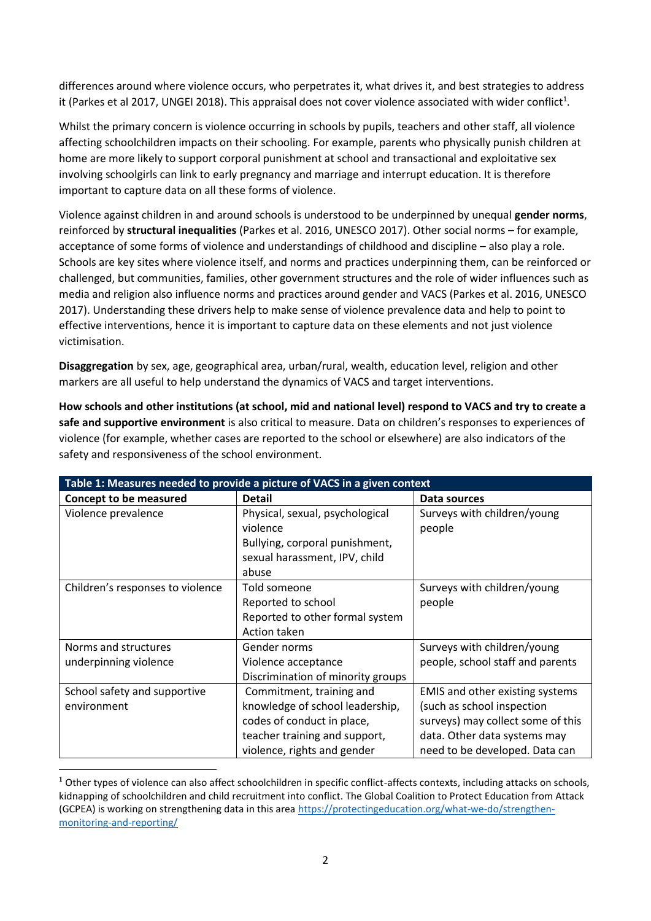differences around where violence occurs, who perpetrates it, what drives it, and best strategies to address it (Parkes et al 2017, UNGEI 2018). This appraisal does not cover violence associated with wider conflict[1].

Whilst the primary concern is violence occurring in schools by pupils, teachers and other staff, all violence affecting schoolchildren impacts on their schooling. For example, parents who physically punish children at home are more likely to support corporal punishment at school and transactional and exploitative sex involving schoolgirls can link to early pregnancy and marriage and interrupt education. It is therefore important to capture data on all these forms of violence.

Violence against children in and around schools is understood to be underpinned by unequal **gender norms**, reinforced by **structural inequalities** (Parkes et al. 2016, UNESCO 2017). Other social norms – for example, acceptance of some forms of violence and understandings of childhood and discipline – also play a role. Schools are key sites where violence itself, and norms and practices underpinning them, can be reinforced or challenged, but communities, families, other government structures and the role of wider influences such as media and religion also influence norms and practices around gender and VACS (Parkes et al. 2016, UNESCO 2017). Understanding these drivers help to make sense of violence prevalence data and help to point to effective interventions, hence it is important to capture data on these elements and not just violence victimisation.

**Disaggregation** by sex, age, geographical area, urban/rural, wealth, education level, religion and other markers are all useful to help understand the dynamics of VACS and target interventions.

**How schools and other institutions (at school, mid and national level) respond to VACS and try to create a safe and supportive environment** is also critical to measure. Data on children's responses to experiences of violence (for example, whether cases are reported to the school or elsewhere) are also indicators of the safety and responsiveness of the school environment.

**Table 1: Measures needed to provide a picture of VACS in a given context**

| Concept to be measured | Detail | Data sources |
|---|---|---|
| Violence prevalence | Physical, sexual, psychological violence<br>Bullying, corporal punishment, sexual harassment, IPV, child abuse | Surveys with children/young people |
| Children's responses to violence | Told someone<br>Reported to school<br>Reported to other formal system<br>Action taken | Surveys with children/young people |
| Norms and structures underpinning violence | Gender norms<br>Violence acceptance<br>Discrimination of minority groups | Surveys with children/young people, school staff and parents |
| School safety and supportive environment | Commitment, training and knowledge of school leadership, codes of conduct in place, teacher training and support, violence, rights and gender | EMIS and other existing systems (such as school inspection surveys) may collect some of this data. Other data systems may need to be developed. Data can |

[1] Other types of violence can also affect schoolchildren in specific conflict-affects contexts, including attacks on schools, kidnapping of schoolchildren and child recruitment into conflict. The Global Coalition to Protect Education from Attack (GCPEA) is working on strengthening data in this area https://protectingeducation.org/what-we-do/strengthen-monitoring-and-reporting/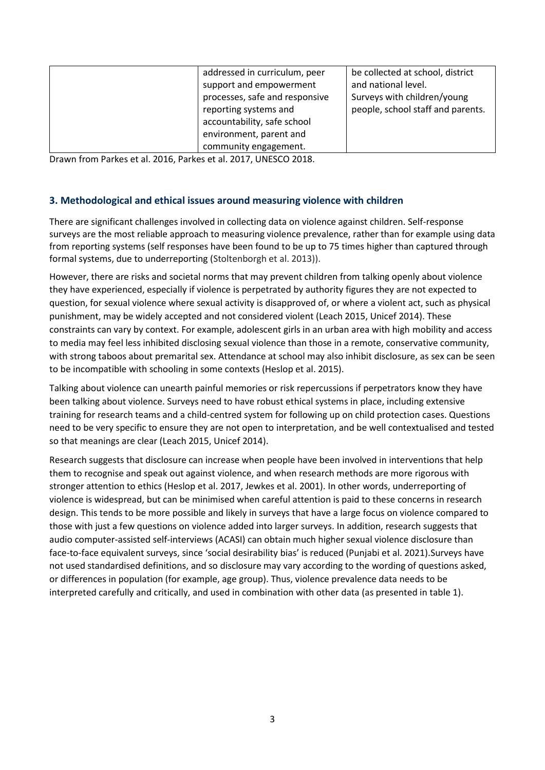|  | addressed in curriculum, peer support and empowerment processes, safe and responsive reporting systems and accountability, safe school environment, parent and community engagement. | be collected at school, district and national level. Surveys with children/young people, school staff and parents. |
|---|---|---|

Drawn from Parkes et al. 2016, Parkes et al. 2017, UNESCO 2018.

### 3. Methodological and ethical issues around measuring violence with children

There are significant challenges involved in collecting data on violence against children. Self-response surveys are the most reliable approach to measuring violence prevalence, rather than for example using data from reporting systems (self responses have been found to be up to 75 times higher than captured through formal systems, due to underreporting (Stoltenborgh et al. 2013)).

However, there are risks and societal norms that may prevent children from talking openly about violence they have experienced, especially if violence is perpetrated by authority figures they are not expected to question, for sexual violence where sexual activity is disapproved of, or where a violent act, such as physical punishment, may be widely accepted and not considered violent (Leach 2015, Unicef 2014). These constraints can vary by context. For example, adolescent girls in an urban area with high mobility and access to media may feel less inhibited disclosing sexual violence than those in a remote, conservative community, with strong taboos about premarital sex. Attendance at school may also inhibit disclosure, as sex can be seen to be incompatible with schooling in some contexts (Heslop et al. 2015).

Talking about violence can unearth painful memories or risk repercussions if perpetrators know they have been talking about violence. Surveys need to have robust ethical systems in place, including extensive training for research teams and a child-centred system for following up on child protection cases. Questions need to be very specific to ensure they are not open to interpretation, and be well contextualised and tested so that meanings are clear (Leach 2015, Unicef 2014).

Research suggests that disclosure can increase when people have been involved in interventions that help them to recognise and speak out against violence, and when research methods are more rigorous with stronger attention to ethics (Heslop et al. 2017, Jewkes et al. 2001). In other words, underreporting of violence is widespread, but can be minimised when careful attention is paid to these concerns in research design. This tends to be more possible and likely in surveys that have a large focus on violence compared to those with just a few questions on violence added into larger surveys. In addition, research suggests that audio computer-assisted self-interviews (ACASI) can obtain much higher sexual violence disclosure than face-to-face equivalent surveys, since 'social desirability bias' is reduced (Punjabi et al. 2021).Surveys have not used standardised definitions, and so disclosure may vary according to the wording of questions asked, or differences in population (for example, age group). Thus, violence prevalence data needs to be interpreted carefully and critically, and used in combination with other data (as presented in table 1).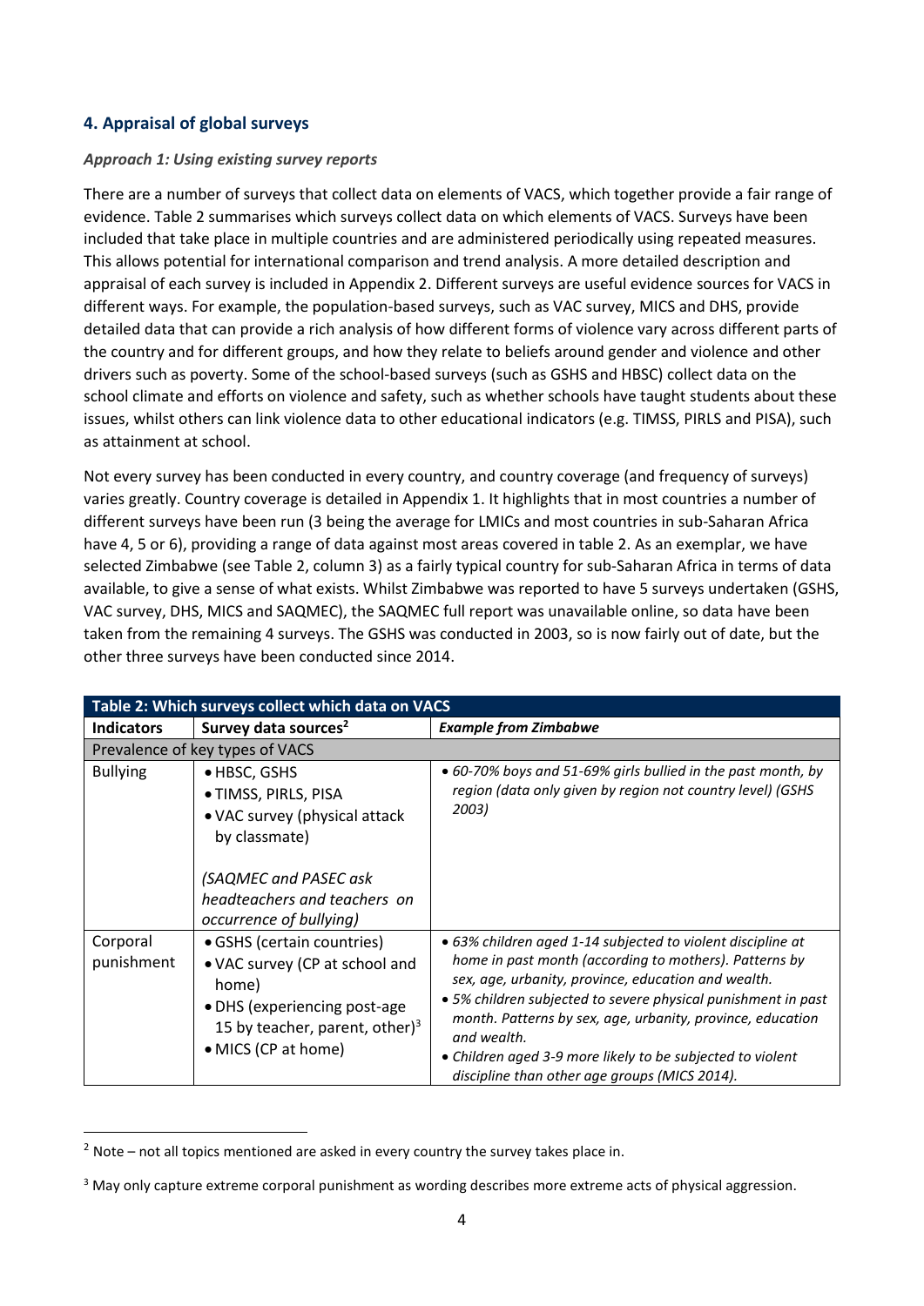## 4. Appraisal of global surveys

### *Approach 1: Using existing survey reports*

There are a number of surveys that collect data on elements of VACS, which together provide a fair range of evidence. Table 2 summarises which surveys collect data on which elements of VACS. Surveys have been included that take place in multiple countries and are administered periodically using repeated measures. This allows potential for international comparison and trend analysis. A more detailed description and appraisal of each survey is included in Appendix 2. Different surveys are useful evidence sources for VACS in different ways. For example, the population-based surveys, such as VAC survey, MICS and DHS, provide detailed data that can provide a rich analysis of how different forms of violence vary across different parts of the country and for different groups, and how they relate to beliefs around gender and violence and other drivers such as poverty. Some of the school-based surveys (such as GSHS and HBSC) collect data on the school climate and efforts on violence and safety, such as whether schools have taught students about these issues, whilst others can link violence data to other educational indicators (e.g. TIMSS, PIRLS and PISA), such as attainment at school.

Not every survey has been conducted in every country, and country coverage (and frequency of surveys) varies greatly. Country coverage is detailed in Appendix 1. It highlights that in most countries a number of different surveys have been run (3 being the average for LMICs and most countries in sub-Saharan Africa have 4, 5 or 6), providing a range of data against most areas covered in table 2. As an exemplar, we have selected Zimbabwe (see Table 2, column 3) as a fairly typical country for sub-Saharan Africa in terms of data available, to give a sense of what exists. Whilst Zimbabwe was reported to have 5 surveys undertaken (GSHS, VAC survey, DHS, MICS and SAQMEC), the SAQMEC full report was unavailable online, so data have been taken from the remaining 4 surveys. The GSHS was conducted in 2003, so is now fairly out of date, but the other three surveys have been conducted since 2014.

**Table 2: Which surveys collect which data on VACS**

| Indicators | Survey data sources[2] | *Example from Zimbabwe* |
|---|---|---|
| Prevalence of key types of VACS | | |
| Bullying | • HBSC, GSHS<br>• TIMSS, PIRLS, PISA<br>• VAC survey (physical attack by classmate)<br><br>*(SAQMEC and PASEC ask headteachers and teachers on occurrence of bullying)* | • *60-70% boys and 51-69% girls bullied in the past month, by region (data only given by region not country level) (GSHS 2003)* |
| Corporal punishment | • GSHS (certain countries)<br>• VAC survey (CP at school and home)<br>• DHS (experiencing post-age 15 by teacher, parent, other)[3]<br>• MICS (CP at home) | • *63% children aged 1-14 subjected to violent discipline at home in past month (according to mothers). Patterns by sex, age, urbanity, province, education and wealth.*<br>• *5% children subjected to severe physical punishment in past month. Patterns by sex, age, urbanity, province, education and wealth.*<br>• *Children aged 3-9 more likely to be subjected to violent discipline than other age groups (MICS 2014).* |

[2] Note – not all topics mentioned are asked in every country the survey takes place in.

[3] May only capture extreme corporal punishment as wording describes more extreme acts of physical aggression.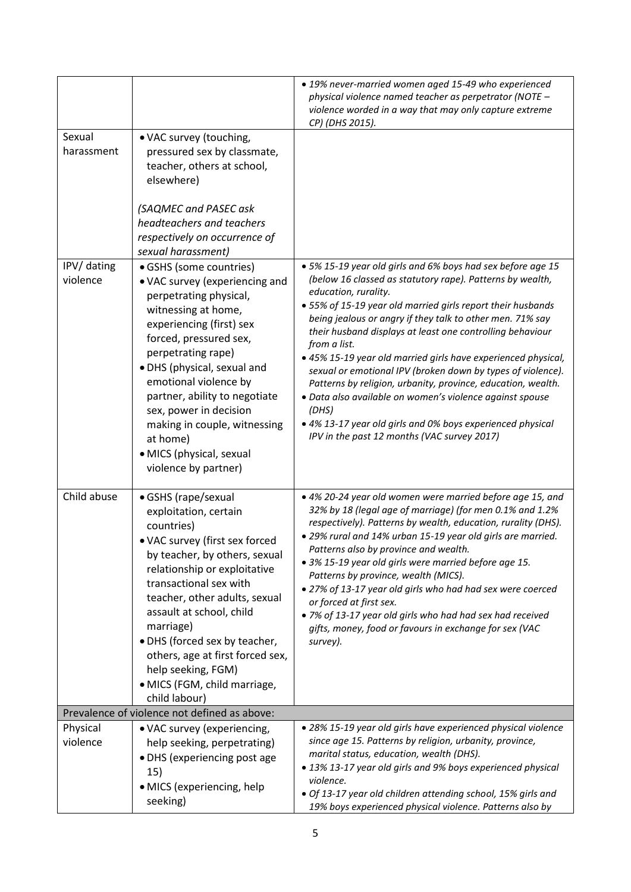| | | |
|---|---|---|
| | | • *19% never-married women aged 15-49 who experienced physical violence named teacher as perpetrator (NOTE – violence worded in a way that may only capture extreme CP) (DHS 2015).* |
| Sexual harassment | • VAC survey (touching, pressured sex by classmate, teacher, others at school, elsewhere)<br><br>*(SAQMEC and PASEC ask headteachers and teachers respectively on occurrence of sexual harassment)* | |
| IPV/ dating violence | • GSHS (some countries)<br>• VAC survey (experiencing and perpetrating physical, witnessing at home, experiencing (first) sex forced, pressured sex, perpetrating rape)<br>• DHS (physical, sexual and emotional violence by partner, ability to negotiate sex, power in decision making in couple, witnessing at home)<br>• MICS (physical, sexual violence by partner) | • *5% 15-19 year old girls and 6% boys had sex before age 15 (below 16 classed as statutory rape). Patterns by wealth, education, rurality.*<br>• *55% of 15-19 year old married girls report their husbands being jealous or angry if they talk to other men. 71% say their husband displays at least one controlling behaviour from a list.*<br>• *45% 15-19 year old married girls have experienced physical, sexual or emotional IPV (broken down by types of violence). Patterns by religion, urbanity, province, education, wealth.*<br>• *Data also available on women's violence against spouse (DHS)*<br>• *4% 13-17 year old girls and 0% boys experienced physical IPV in the past 12 months (VAC survey 2017)* |
| Child abuse | • GSHS (rape/sexual exploitation, certain countries)<br>• VAC survey (first sex forced by teacher, by others, sexual relationship or exploitative transactional sex with teacher, other adults, sexual assault at school, child marriage)<br>• DHS (forced sex by teacher, others, age at first forced sex, help seeking, FGM)<br>• MICS (FGM, child marriage, child labour) | • *4% 20-24 year old women were married before age 15, and 32% by 18 (legal age of marriage) (for men 0.1% and 1.2% respectively). Patterns by wealth, education, rurality (DHS).*<br>• *29% rural and 14% urban 15-19 year old girls are married. Patterns also by province and wealth.*<br>• *3% 15-19 year old girls were married before age 15. Patterns by province, wealth (MICS).*<br>• *27% of 13-17 year old girls who had had sex were coerced or forced at first sex.*<br>• *7% of 13-17 year old girls who had had sex had received gifts, money, food or favours in exchange for sex (VAC survey).* |
| Prevalence of violence not defined as above: | | |
| Physical violence | • VAC survey (experiencing, help seeking, perpetrating)<br>• DHS (experiencing post age 15)<br>• MICS (experiencing, help seeking) | • *28% 15-19 year old girls have experienced physical violence since age 15. Patterns by religion, urbanity, province, marital status, education, wealth (DHS).*<br>• *13% 13-17 year old girls and 9% boys experienced physical violence.*<br>• *Of 13-17 year old children attending school, 15% girls and 19% boys experienced physical violence. Patterns also by* |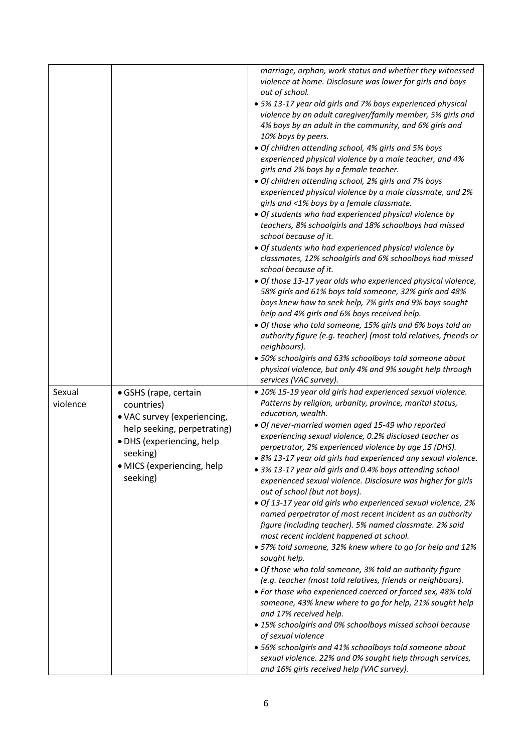| | | |
|---|---|---|
| | | *marriage, orphan, work status and whether they witnessed violence at home. Disclosure was lower for girls and boys out of school.*<br>• *5% 13-17 year old girls and 7% boys experienced physical violence by an adult caregiver/family member, 5% girls and 4% boys by an adult in the community, and 6% girls and 10% boys by peers.*<br>• *Of children attending school, 4% girls and 5% boys experienced physical violence by a male teacher, and 4% girls and 2% boys by a female teacher.*<br>• *Of children attending school, 2% girls and 7% boys experienced physical violence by a male classmate, and 2% girls and <1% boys by a female classmate.*<br>• *Of students who had experienced physical violence by teachers, 8% schoolgirls and 18% schoolboys had missed school because of it.*<br>• *Of students who had experienced physical violence by classmates, 12% schoolgirls and 6% schoolboys had missed school because of it.*<br>• *Of those 13-17 year olds who experienced physical violence, 58% girls and 61% boys told someone, 32% girls and 48% boys knew how to seek help, 7% girls and 9% boys sought help and 4% girls and 6% boys received help.*<br>• *Of those who told someone, 15% girls and 6% boys told an authority figure (e.g. teacher) (most told relatives, friends or neighbours).*<br>• *50% schoolgirls and 63% schoolboys told someone about physical violence, but only 4% and 9% sought help through services (VAC survey).* |
| Sexual violence | • GSHS (rape, certain countries)<br>• VAC survey (experiencing, help seeking, perpetrating)<br>• DHS (experiencing, help seeking)<br>• MICS (experiencing, help seeking) | • *10% 15-19 year old girls had experienced sexual violence. Patterns by religion, urbanity, province, marital status, education, wealth.*<br>• *Of never-married women aged 15-49 who reported experiencing sexual violence, 0.2% disclosed teacher as perpetrator, 2% experienced violence by age 15 (DHS).*<br>• *8% 13-17 year old girls had experienced any sexual violence.*<br>• *3% 13-17 year old girls and 0.4% boys attending school experienced sexual violence. Disclosure was higher for girls out of school (but not boys).*<br>• *Of 13-17 year old girls who experienced sexual violence, 2% named perpetrator of most recent incident as an authority figure (including teacher). 5% named classmate. 2% said most recent incident happened at school.*<br>• *57% told someone, 32% knew where to go for help and 12% sought help.*<br>• *Of those who told someone, 3% told an authority figure (e.g. teacher (most told relatives, friends or neighbours).*<br>• *For those who experienced coerced or forced sex, 48% told someone, 43% knew where to go for help, 21% sought help and 17% received help.*<br>• *15% schoolgirls and 0% schoolboys missed school because of sexual violence*<br>• *56% schoolgirls and 41% schoolboys told someone about sexual violence. 22% and 0% sought help through services, and 16% girls received help (VAC survey).* |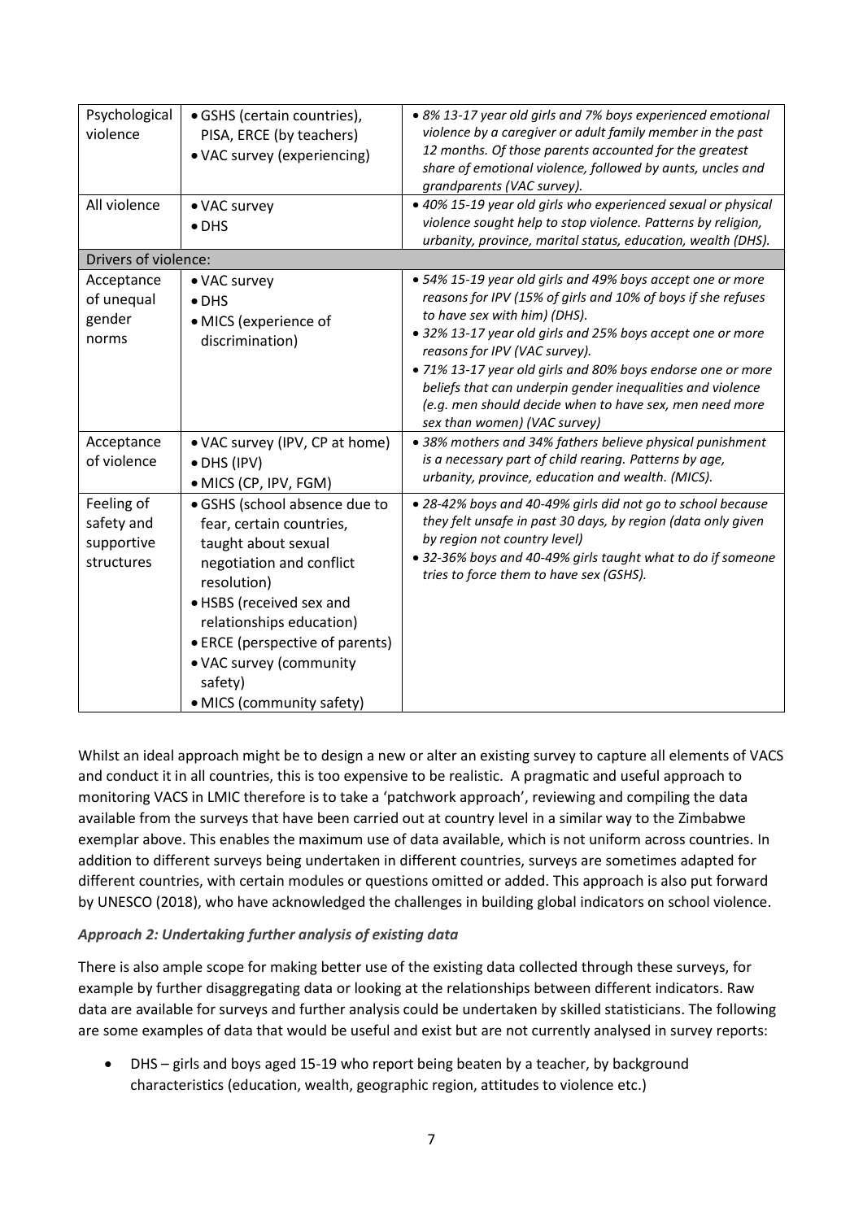| Psychological violence | • GSHS (certain countries), PISA, ERCE (by teachers)<br>• VAC survey (experiencing) | • *8% 13-17 year old girls and 7% boys experienced emotional violence by a caregiver or adult family member in the past 12 months. Of those parents accounted for the greatest share of emotional violence, followed by aunts, uncles and grandparents (VAC survey).* |
|---|---|---|
| All violence | • VAC survey<br>• DHS | • *40% 15-19 year old girls who experienced sexual or physical violence sought help to stop violence. Patterns by religion, urbanity, province, marital status, education, wealth (DHS).* |
| Drivers of violence: | | |
| Acceptance of unequal gender norms | • VAC survey<br>• DHS<br>• MICS (experience of discrimination) | • *54% 15-19 year old girls and 49% boys accept one or more reasons for IPV (15% of girls and 10% of boys if she refuses to have sex with him) (DHS).*<br>• *32% 13-17 year old girls and 25% boys accept one or more reasons for IPV (VAC survey).*<br>• *71% 13-17 year old girls and 80% boys endorse one or more beliefs that can underpin gender inequalities and violence (e.g. men should decide when to have sex, men need more sex than women) (VAC survey)* |
| Acceptance of violence | • VAC survey (IPV, CP at home)<br>• DHS (IPV)<br>• MICS (CP, IPV, FGM) | • *38% mothers and 34% fathers believe physical punishment is a necessary part of child rearing. Patterns by age, urbanity, province, education and wealth. (MICS).* |
| Feeling of safety and supportive structures | • GSHS (school absence due to fear, certain countries, taught about sexual negotiation and conflict resolution)<br>• HSBS (received sex and relationships education)<br>• ERCE (perspective of parents)<br>• VAC survey (community safety)<br>• MICS (community safety) | • *28-42% boys and 40-49% girls did not go to school because they felt unsafe in past 30 days, by region (data only given by region not country level)*<br>• *32-36% boys and 40-49% girls taught what to do if someone tries to force them to have sex (GSHS).* |

Whilst an ideal approach might be to design a new or alter an existing survey to capture all elements of VACS and conduct it in all countries, this is too expensive to be realistic. A pragmatic and useful approach to monitoring VACS in LMIC therefore is to take a 'patchwork approach', reviewing and compiling the data available from the surveys that have been carried out at country level in a similar way to the Zimbabwe exemplar above. This enables the maximum use of data available, which is not uniform across countries. In addition to different surveys being undertaken in different countries, surveys are sometimes adapted for different countries, with certain modules or questions omitted or added. This approach is also put forward by UNESCO (2018), who have acknowledged the challenges in building global indicators on school violence.

***Approach 2: Undertaking further analysis of existing data***

There is also ample scope for making better use of the existing data collected through these surveys, for example by further disaggregating data or looking at the relationships between different indicators. Raw data are available for surveys and further analysis could be undertaken by skilled statisticians. The following are some examples of data that would be useful and exist but are not currently analysed in survey reports:

- DHS – girls and boys aged 15-19 who report being beaten by a teacher, by background characteristics (education, wealth, geographic region, attitudes to violence etc.)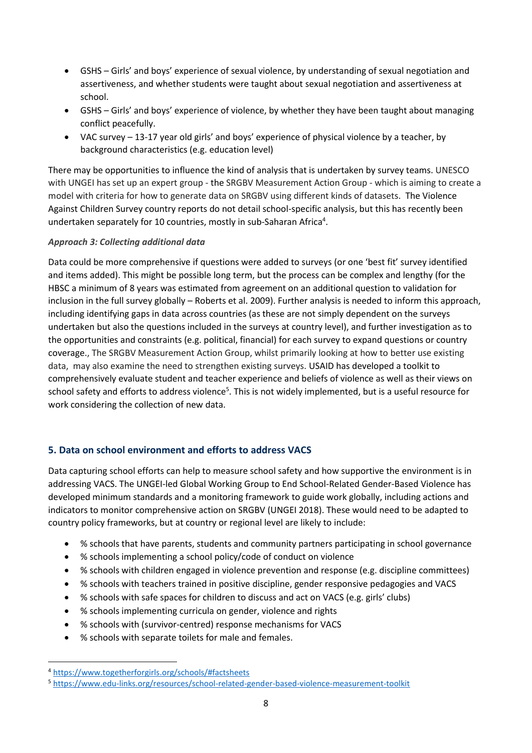- GSHS – Girls' and boys' experience of sexual violence, by understanding of sexual negotiation and assertiveness, and whether students were taught about sexual negotiation and assertiveness at school.
- GSHS – Girls' and boys' experience of violence, by whether they have been taught about managing conflict peacefully.
- VAC survey – 13-17 year old girls' and boys' experience of physical violence by a teacher, by background characteristics (e.g. education level)

There may be opportunities to influence the kind of analysis that is undertaken by survey teams. UNESCO with UNGEI has set up an expert group - the SRGBV Measurement Action Group - which is aiming to create a model with criteria for how to generate data on SRGBV using different kinds of datasets. The Violence Against Children Survey country reports do not detail school-specific analysis, but this has recently been undertaken separately for 10 countries, mostly in sub-Saharan Africa[4].

*Approach 3: Collecting additional data*

Data could be more comprehensive if questions were added to surveys (or one 'best fit' survey identified and items added). This might be possible long term, but the process can be complex and lengthy (for the HBSC a minimum of 8 years was estimated from agreement on an additional question to validation for inclusion in the full survey globally – Roberts et al. 2009). Further analysis is needed to inform this approach, including identifying gaps in data across countries (as these are not simply dependent on the surveys undertaken but also the questions included in the surveys at country level), and further investigation as to the opportunities and constraints (e.g. political, financial) for each survey to expand questions or country coverage., The SRGBV Measurement Action Group, whilst primarily looking at how to better use existing data, may also examine the need to strengthen existing surveys. USAID has developed a toolkit to comprehensively evaluate student and teacher experience and beliefs of violence as well as their views on school safety and efforts to address violence[5]. This is not widely implemented, but is a useful resource for work considering the collection of new data.

## 5. Data on school environment and efforts to address VACS

Data capturing school efforts can help to measure school safety and how supportive the environment is in addressing VACS. The UNGEI-led Global Working Group to End School-Related Gender-Based Violence has developed minimum standards and a monitoring framework to guide work globally, including actions and indicators to monitor comprehensive action on SRGBV (UNGEI 2018). These would need to be adapted to country policy frameworks, but at country or regional level are likely to include:

- % schools that have parents, students and community partners participating in school governance
- % schools implementing a school policy/code of conduct on violence
- % schools with children engaged in violence prevention and response (e.g. discipline committees)
- % schools with teachers trained in positive discipline, gender responsive pedagogies and VACS
- % schools with safe spaces for children to discuss and act on VACS (e.g. girls' clubs)
- % schools implementing curricula on gender, violence and rights
- % schools with (survivor-centred) response mechanisms for VACS
- % schools with separate toilets for male and females.

[4] https://www.togetherforgirls.org/schools/#factsheets

[5] https://www.edu-links.org/resources/school-related-gender-based-violence-measurement-toolkit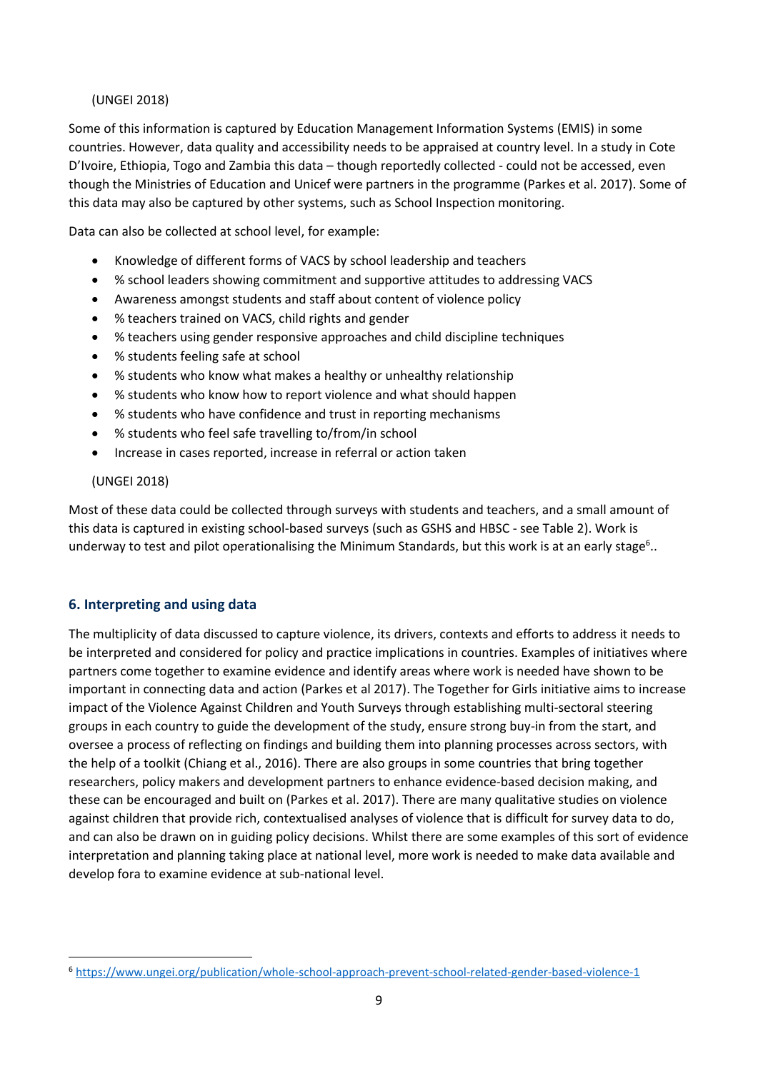(UNGEI 2018)

Some of this information is captured by Education Management Information Systems (EMIS) in some countries. However, data quality and accessibility needs to be appraised at country level. In a study in Cote D'Ivoire, Ethiopia, Togo and Zambia this data – though reportedly collected - could not be accessed, even though the Ministries of Education and Unicef were partners in the programme (Parkes et al. 2017). Some of this data may also be captured by other systems, such as School Inspection monitoring.

Data can also be collected at school level, for example:

- Knowledge of different forms of VACS by school leadership and teachers
- % school leaders showing commitment and supportive attitudes to addressing VACS
- Awareness amongst students and staff about content of violence policy
- % teachers trained on VACS, child rights and gender
- % teachers using gender responsive approaches and child discipline techniques
- % students feeling safe at school
- % students who know what makes a healthy or unhealthy relationship
- % students who know how to report violence and what should happen
- % students who have confidence and trust in reporting mechanisms
- % students who feel safe travelling to/from/in school
- Increase in cases reported, increase in referral or action taken

(UNGEI 2018)

Most of these data could be collected through surveys with students and teachers, and a small amount of this data is captured in existing school-based surveys (such as GSHS and HBSC - see Table 2). Work is underway to test and pilot operationalising the Minimum Standards, but this work is at an early stage[6]..

## 6. Interpreting and using data

The multiplicity of data discussed to capture violence, its drivers, contexts and efforts to address it needs to be interpreted and considered for policy and practice implications in countries. Examples of initiatives where partners come together to examine evidence and identify areas where work is needed have shown to be important in connecting data and action (Parkes et al 2017). The Together for Girls initiative aims to increase impact of the Violence Against Children and Youth Surveys through establishing multi-sectoral steering groups in each country to guide the development of the study, ensure strong buy-in from the start, and oversee a process of reflecting on findings and building them into planning processes across sectors, with the help of a toolkit (Chiang et al., 2016). There are also groups in some countries that bring together researchers, policy makers and development partners to enhance evidence-based decision making, and these can be encouraged and built on (Parkes et al. 2017). There are many qualitative studies on violence against children that provide rich, contextualised analyses of violence that is difficult for survey data to do, and can also be drawn on in guiding policy decisions. Whilst there are some examples of this sort of evidence interpretation and planning taking place at national level, more work is needed to make data available and develop fora to examine evidence at sub-national level.

[6] https://www.ungei.org/publication/whole-school-approach-prevent-school-related-gender-based-violence-1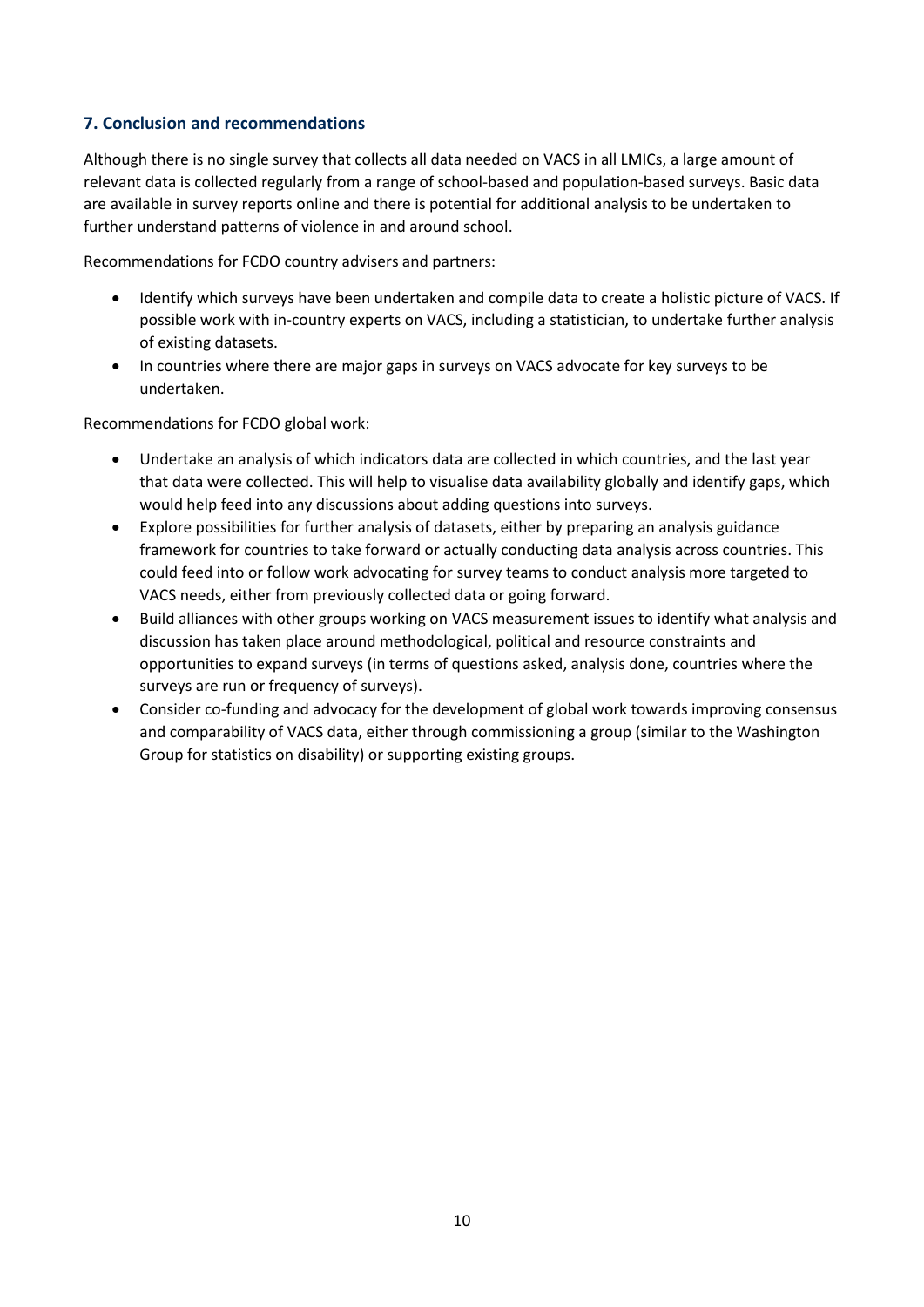## 7. Conclusion and recommendations

Although there is no single survey that collects all data needed on VACS in all LMICs, a large amount of relevant data is collected regularly from a range of school-based and population-based surveys. Basic data are available in survey reports online and there is potential for additional analysis to be undertaken to further understand patterns of violence in and around school.

Recommendations for FCDO country advisers and partners:

- Identify which surveys have been undertaken and compile data to create a holistic picture of VACS. If possible work with in-country experts on VACS, including a statistician, to undertake further analysis of existing datasets.
- In countries where there are major gaps in surveys on VACS advocate for key surveys to be undertaken.

Recommendations for FCDO global work:

- Undertake an analysis of which indicators data are collected in which countries, and the last year that data were collected. This will help to visualise data availability globally and identify gaps, which would help feed into any discussions about adding questions into surveys.
- Explore possibilities for further analysis of datasets, either by preparing an analysis guidance framework for countries to take forward or actually conducting data analysis across countries. This could feed into or follow work advocating for survey teams to conduct analysis more targeted to VACS needs, either from previously collected data or going forward.
- Build alliances with other groups working on VACS measurement issues to identify what analysis and discussion has taken place around methodological, political and resource constraints and opportunities to expand surveys (in terms of questions asked, analysis done, countries where the surveys are run or frequency of surveys).
- Consider co-funding and advocacy for the development of global work towards improving consensus and comparability of VACS data, either through commissioning a group (similar to the Washington Group for statistics on disability) or supporting existing groups.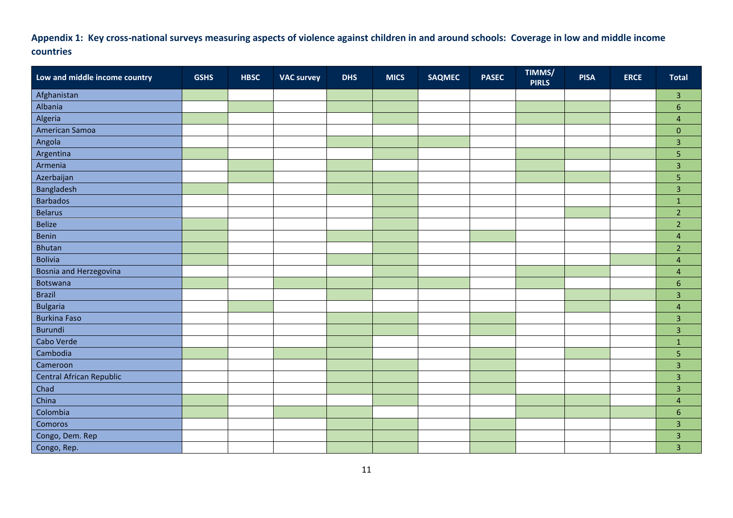**Appendix 1: Key cross-national surveys measuring aspects of violence against children in and around schools: Coverage in low and middle income countries**

*(Shaded cells in the source table are marked here with X.)*

| Low and middle income country | GSHS | HBSC | VAC survey | DHS | MICS | SAQMEC | PASEC | TIMMS/PIRLS | PISA | ERCE | Total |
|---|---|---|---|---|---|---|---|---|---|---|---|
| Afghanistan | X | | | X | X | | | | | | 3 |
| Albania | | X | | X | X | | | X | X | | 6 |
| Algeria | X | | | | X | | | X | X | | 4 |
| American Samoa | | | | | | | | | | | 0 |
| Angola | | | | X | X | X | | | | | 3 |
| Argentina | X | | | | X | | | X | X | X | 5 |
| Armenia | | X | | X | | | | X | | | 3 |
| Azerbaijan | | X | | X | X | | | X | X | | 5 |
| Bangladesh | X | | | X | X | | | | | | 3 |
| Barbados | | | | | X | | | | | | 1 |
| Belarus | | | | | X | | | | X | | 2 |
| Belize | X | | | | X | | | | | | 2 |
| Benin | X | | | X | X | | X | | | | 4 |
| Bhutan | X | | | | X | | | | | | 2 |
| Bolivia | X | | | X | X | | | | | X | 4 |
| Bosnia and Herzegovina | | | | | X | | | X | X | | 4 |
| Botswana | X | | X | X | X | X | | X | | | 6 |
| Brazil | | | | X | | | | | X | X | 3 |
| Bulgaria | | X | | | | | | | X | | 4 |
| Burkina Faso | | | | X | X | | X | | | | 3 |
| Burundi | | | | X | X | | X | | | | 3 |
| Cabo Verde | | | | X | | | | | | | 1 |
| Cambodia | X | | X | X | | | X | | X | | 5 |
| Cameroon | | | | X | X | | X | | | | 3 |
| Central African Republic | | | | X | X | | X | | | | 3 |
| Chad | | | | X | X | | X | | | | 3 |
| China | X | | | | X | | | X | X | | 4 |
| Colombia | X | | X | X | | | | X | X | X | 6 |
| Comoros | | | | X | X | | X | | | | 3 |
| Congo, Dem. Rep | | | | X | X | | X | | | | 3 |
| Congo, Rep. | | | | X | X | | X | | | | 3 |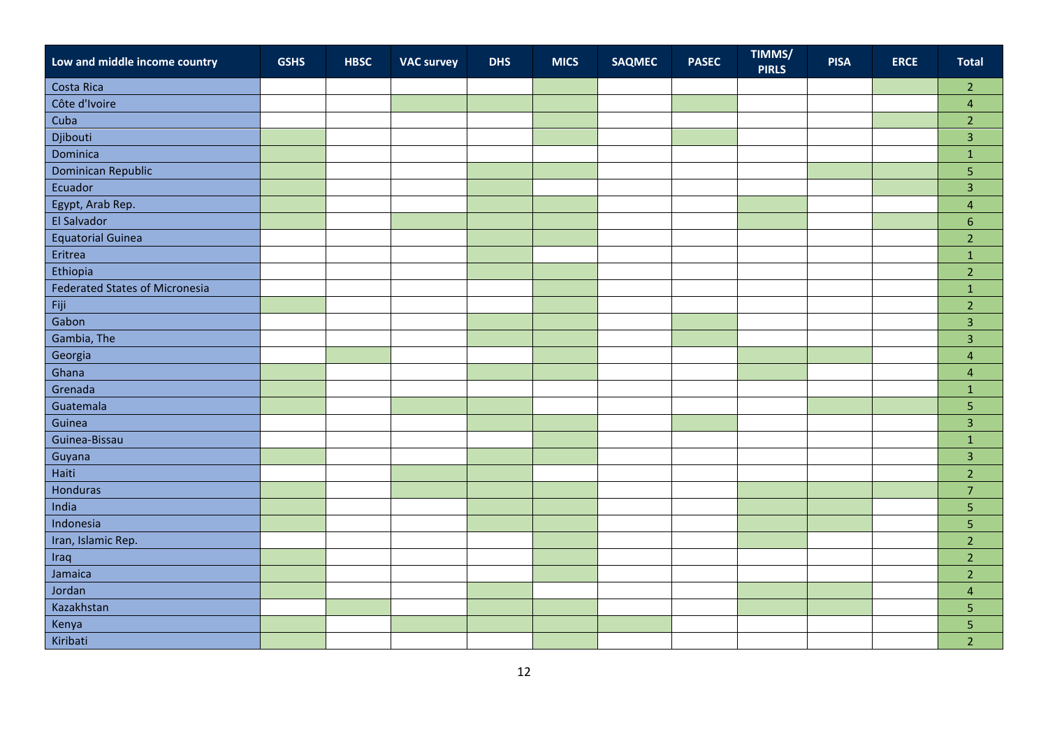| Low and middle income country | GSHS | HBSC | VAC survey | DHS | MICS | SAQMEC | PASEC | TIMMS/ PIRLS | PISA | ERCE | Total |
|---|---|---|---|---|---|---|---|---|---|---|---|
| Costa Rica | | | | | X | | | | | X | 2 |
| Côte d'Ivoire | | | X | X | X | | X | | | | 4 |
| Cuba | | | | | X | | | | | X | 2 |
| Djibouti | X | | | | X | | X | | | | 3 |
| Dominica | X | | | | | | | | | | 1 |
| Dominican Republic | X | | | X | X | | | | X | X | 5 |
| Ecuador | X | | | X | | | | | | X | 3 |
| Egypt, Arab Rep. | X | | | X | X | | | X | | | 4 |
| El Salvador | X | | X | X | X | | | X | | X | 6 |
| Equatorial Guinea | | | | X | X | | | | | | 2 |
| Eritrea | | | | X | | | | | | | 1 |
| Ethiopia | | | | X | X | | | | | | 2 |
| Federated States of Micronesia | | | | | X | | | | | | 1 |
| Fiji | X | | | | X | | | | | | 2 |
| Gabon | | | | X | X | | X | | | | 3 |
| Gambia, The | | | | X | X | | X | | | | 3 |
| Georgia | | X | | | X | | | X | X | | 4 |
| Ghana | X | | | X | X | | | X | | | 4 |
| Grenada | X | | | | | | | | | | 1 |
| Guatemala | X | | X | X | | | | | X | X | 5 |
| Guinea | | | | X | X | | X | | | | 3 |
| Guinea-Bissau | | | | | X | | | | | | 1 |
| Guyana | X | | | X | X | | | | | | 3 |
| Haiti | | | X | X | | | | | | | 2 |
| Honduras | X | | X | X | X | | | X | X | X | 7 |
| India | X | | | X | X | | | X | X | | 5 |
| Indonesia | X | | | X | X | | | X | X | | 5 |
| Iran, Islamic Rep. | | | | | X | | | X | | | 2 |
| Iraq | X | | | | X | | | | | | 2 |
| Jamaica | X | | | | X | | | | | | 2 |
| Jordan | X | | | X | | | | X | X | | 4 |
| Kazakhstan | | X | | X | X | | | X | X | | 5 |
| Kenya | X | | X | X | X | X | | | | | 5 |
| Kiribati | X | | | | X | | | | | | 2 |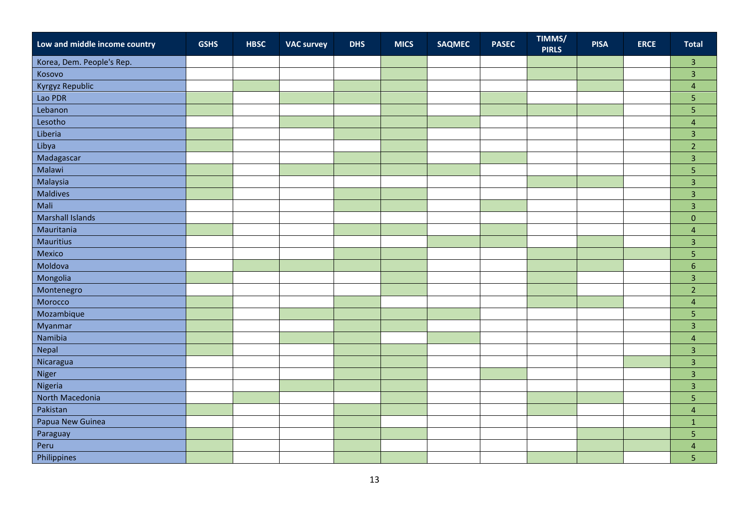| Low and middle income country | GSHS | HBSC | VAC survey | DHS | MICS | SAQMEC | PASEC | TIMMS/ PIRLS | PISA | ERCE | Total |
|---|---|---|---|---|---|---|---|---|---|---|---|
| Korea, Dem. People's Rep. | | | | | X | | | X | X | | 3 |
| Kosovo | | | | | X | | | X | X | | 3 |
| Kyrgyz Republic | | X | | X | X | | | | X | | 4 |
| Lao PDR | X | | X | X | X | | X | | | | 5 |
| Lebanon | X | | | | X | | X | X | X | | 5 |
| Lesotho | | | X | X | X | X | | | | | 4 |
| Liberia | X | | | X | X | | | | | | 3 |
| Libya | X | | | | X | | | | | | 2 |
| Madagascar | | | | X | X | | X | | | | 3 |
| Malawi | X | | X | X | X | X | | | | | 5 |
| Malaysia | X | | | | | | | X | X | | 3 |
| Maldives | X | | | X | X | | | | | | 3 |
| Mali | | | | X | X | | X | | | | 3 |
| Marshall Islands | | | | | | | | | | | 0 |
| Mauritania | X | | | X | X | | X | | | | 4 |
| Mauritius | | | | | | X | X | | X | | 3 |
| Mexico | | | | X | X | | | X | X | X | 5 |
| Moldova | | X | X | X | X | | | X | X | | 6 |
| Mongolia | X | | | | X | | | X | | | 3 |
| Montenegro | | | | | X | | | X | | | 2 |
| Morocco | X | | | X | | | | X | X | | 4 |
| Mozambique | X | | X | X | X | X | | | | | 5 |
| Myanmar | X | | | X | X | | | | | | 3 |
| Namibia | X | | X | X | | X | | | | | 4 |
| Nepal | X | | | X | X | | | | | | 3 |
| Nicaragua | | | | X | X | | | | | X | 3 |
| Niger | | | | X | X | | X | | | | 3 |
| Nigeria | | | X | X | X | | | | | | 3 |
| North Macedonia | | X | | | X | | | X | X | | 5 |
| Pakistan | X | | | X | X | | | X | | | 4 |
| Papua New Guinea | | | | X | | | | | | | 1 |
| Paraguay | X | | | X | X | | | | X | X | 5 |
| Peru | X | | | X | | | | | X | X | 4 |
| Philippines | X | | | X | X | | | X | X | | 5 |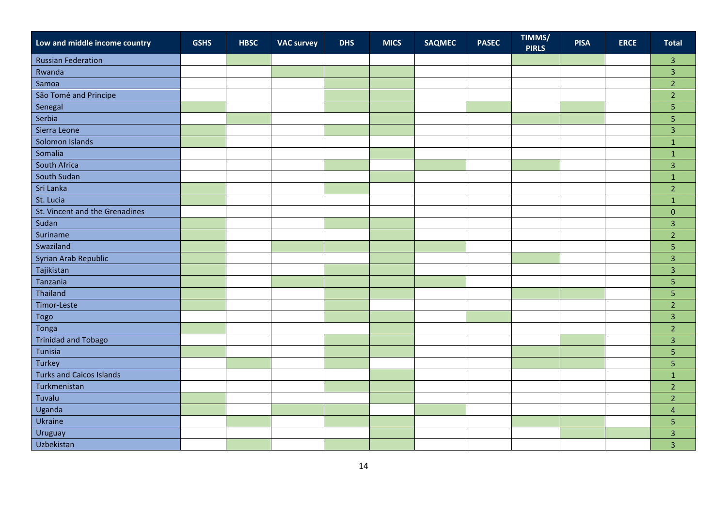| Low and middle income country | GSHS | HBSC | VAC survey | DHS | MICS | SAQMEC | PASEC | TIMMS/ PIRLS | PISA | ERCE | Total |
|---|---|---|---|---|---|---|---|---|---|---|---|
| Russian Federation | | X | | | | | | X | X | | 3 |
| Rwanda | | | X | X | X | | | | | | 3 |
| Samoa | | | | X | X | | | | | | 2 |
| São Tomé and Principe | | | | X | X | | | | | | 2 |
| Senegal | X | | | X | X | | X | | X | | 5 |
| Serbia | | X | | | X | | | X | X | | 5 |
| Sierra Leone | X | | | X | X | | | | | | 3 |
| Solomon Islands | X | | | | | | | | | | 1 |
| Somalia | | | | | X | | | | | | 1 |
| South Africa | | | | X | | X | | X | | | 3 |
| South Sudan | | | | | X | | | | | | 1 |
| Sri Lanka | X | | | X | | | | | | | 2 |
| St. Lucia | X | | | | | | | | | | 1 |
| St. Vincent and the Grenadines | | | | | | | | | | | 0 |
| Sudan | X | | | X | X | | | | | | 3 |
| Suriname | X | | | | X | | | | | | 2 |
| Swaziland | X | | X | X | X | X | | | | | 5 |
| Syrian Arab Republic | X | | | | X | | | X | | | 3 |
| Tajikistan | X | | | X | X | | | | | | 3 |
| Tanzania | X | | X | X | X | X | | | | | 5 |
| Thailand | X | | | X | X | | | X | X | | 5 |
| Timor-Leste | X | | | X | | | | | | | 2 |
| Togo | | | | X | X | | X | | | | 3 |
| Tonga | X | | | | X | | | | | | 2 |
| Trinidad and Tobago | | | | X | X | | | | X | | 3 |
| Tunisia | X | | | X | X | | | X | X | | 5 |
| Turkey | | X | | X | | | | X | X | | 5 |
| Turks and Caicos Islands | | | | | X | | | | | | 1 |
| Turkmenistan | | | | X | X | | | | | | 2 |
| Tuvalu | X | | | | X | | | | | | 2 |
| Uganda | X | | X | X | | X | | | | | 4 |
| Ukraine | | X | | X | X | | | X | X | | 5 |
| Uruguay | | | | | X | | | | X | X | 3 |
| Uzbekistan | | X | | X | X | | | | | | 3 |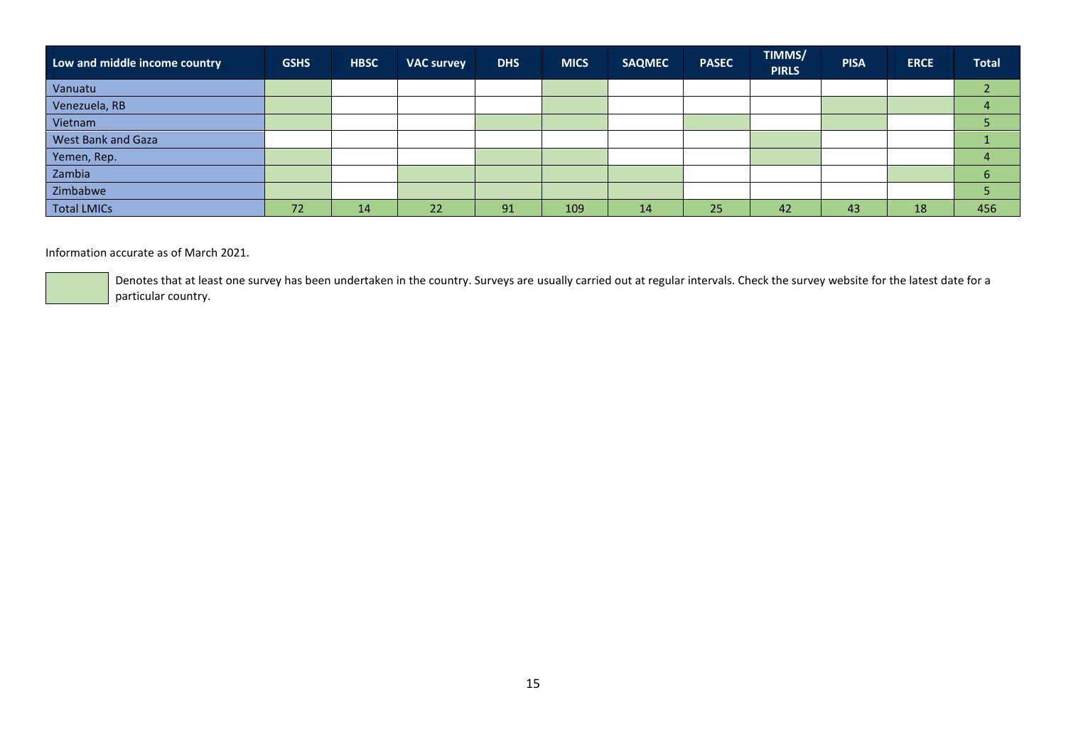| Low and middle income country | GSHS | HBSC | VAC survey | DHS | MICS | SAQMEC | PASEC | TIMMS/ PIRLS | PISA | ERCE | Total |
|---|---|---|---|---|---|---|---|---|---|---|---|
| Vanuatu | ■ | | | | ■ | | | | | | 2 |
| Venezuela, RB | ■ | | | | ■ | | | | ■ | ■ | 4 |
| Vietnam | ■ | | | ■ | ■ | | ■ | | ■ | | 5 |
| West Bank and Gaza | | | | | | | | ■ | | | 1 |
| Yemen, Rep. | ■ | | | ■ | ■ | | | ■ | | | 4 |
| Zambia | ■ | | ■ | ■ | ■ | ■ | | | | ■ | 6 |
| Zimbabwe | ■ | | ■ | ■ | ■ | ■ | | | | | 5 |
| Total LMICs | 72 | 14 | 22 | 91 | 109 | 14 | 25 | 42 | 43 | 18 | 456 |

Information accurate as of March 2021.

■ Denotes that at least one survey has been undertaken in the country. Surveys are usually carried out at regular intervals. Check the survey website for the latest date for a particular country.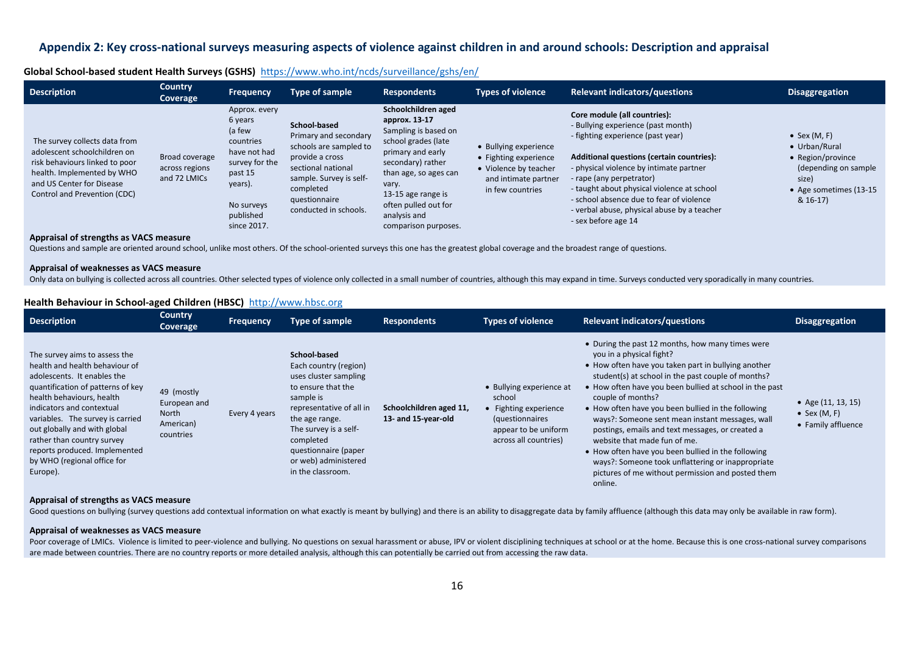## Appendix 2: Key cross-national surveys measuring aspects of violence against children in and around schools: Description and appraisal

**Global School-based student Health Surveys (GSHS)** https://www.who.int/ncds/surveillance/gshs/en/

| Description | Country Coverage | Frequency | Type of sample | Respondents | Types of violence | Relevant indicators/questions | Disaggregation |
|---|---|---|---|---|---|---|---|
| The survey collects data from adolescent schoolchildren on risk behaviours linked to poor health. Implemented by WHO and US Center for Disease Control and Prevention (CDC) | Broad coverage across regions and 72 LMICs | Approx. every 6 years (a few countries have not had survey for the past 15 years). No surveys published since 2017. | **School-based** Primary and secondary schools are sampled to provide a cross sectional national sample. Survey is self-completed questionnaire conducted in schools. | **Schoolchildren aged approx. 13-17** Sampling is based on school grades (late primary and early secondary) rather than age, so ages can vary. 13-15 age range is often pulled out for analysis and comparison purposes. | • Bullying experience<br>• Fighting experience<br>• Violence by teacher and intimate partner in few countries | **Core module (all countries):**<br>- Bullying experience (past month)<br>- fighting experience (past year)<br><br>**Additional questions (certain countries):**<br>- physical violence by intimate partner<br>- rape (any perpetrator)<br>- taught about physical violence at school<br>- school absence due to fear of violence<br>- verbal abuse, physical abuse by a teacher<br>- sex before age 14 | • Sex (M, F)<br>• Urban/Rural<br>• Region/province (depending on sample size)<br>• Age sometimes (13-15 & 16-17) |

**Appraisal of strengths as VACS measure**

Questions and sample are oriented around school, unlike most others. Of the school-oriented surveys this one has the greatest global coverage and the broadest range of questions.

**Appraisal of weaknesses as VACS measure**

Only data on bullying is collected across all countries. Other selected types of violence only collected in a small number of countries, although this may expand in time. Surveys conducted very sporadically in many countries.

**Health Behaviour in School-aged Children (HBSC)** http://www.hbsc.org

| Description | Country Coverage | Frequency | Type of sample | Respondents | Types of violence | Relevant indicators/questions | Disaggregation |
|---|---|---|---|---|---|---|---|
| The survey aims to assess the health and health behaviour of adolescents. It enables the quantification of patterns of key health behaviours, health indicators and contextual variables. The survey is carried out globally and with global rather than country survey reports produced. Implemented by WHO (regional office for Europe). | 49 (mostly European and North American) countries | Every 4 years | **School-based** Each country (region) uses cluster sampling to ensure that the sample is representative of all in the age range. The survey is a self-completed questionnaire (paper or web) administered in the classroom. | **Schoolchildren aged 11, 13- and 15-year-old** | • Bullying experience at school<br>• Fighting experience (questionnaires appear to be uniform across all countries) | • During the past 12 months, how many times were you in a physical fight?<br>• How often have you taken part in bullying another student(s) at school in the past couple of months?<br>• How often have you been bullied at school in the past couple of months?<br>• How often have you been bullied in the following ways?: Someone sent mean instant messages, wall postings, emails and text messages, or created a website that made fun of me.<br>• How often have you been bullied in the following ways?: Someone took unflattering or inappropriate pictures of me without permission and posted them online. | • Age (11, 13, 15)<br>• Sex (M, F)<br>• Family affluence |

**Appraisal of strengths as VACS measure**

Good questions on bullying (survey questions add contextual information on what exactly is meant by bullying) and there is an ability to disaggregate data by family affluence (although this data may only be available in raw form).

**Appraisal of weaknesses as VACS measure**

Poor coverage of LMICs. Violence is limited to peer-violence and bullying. No questions on sexual harassment or abuse, IPV or violent disciplining techniques at school or at the home. Because this is one cross-national survey comparisons are made between countries. There are no country reports or more detailed analysis, although this can potentially be carried out from accessing the raw data.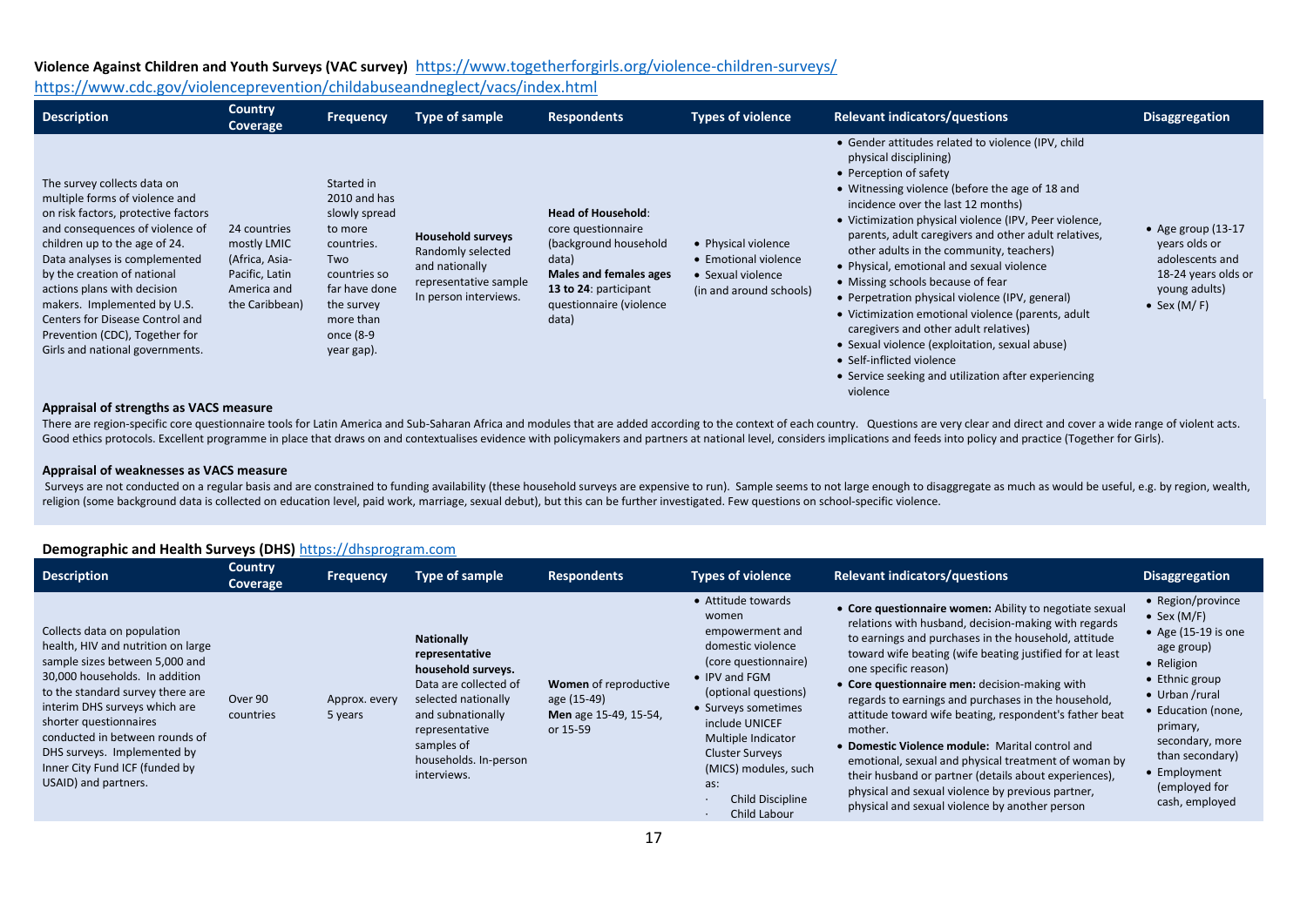**Violence Against Children and Youth Surveys (VAC survey)** https://www.togetherforgirls.org/violence-children-surveys/ https://www.cdc.gov/violenceprevention/childabuseandneglect/vacs/index.html

| Description | Country Coverage | Frequency | Type of sample | Respondents | Types of violence | Relevant indicators/questions | Disaggregation |
|---|---|---|---|---|---|---|---|
| The survey collects data on multiple forms of violence and on risk factors, protective factors and consequences of violence of children up to the age of 24. Data analyses is complemented by the creation of national actions plans with decision makers. Implemented by U.S. Centers for Disease Control and Prevention (CDC), Together for Girls and national governments. | 24 countries mostly LMIC (Africa, Asia-Pacific, Latin America and the Caribbean) | Started in 2010 and has slowly spread to more countries. Two countries so far have done the survey more than once (8-9 year gap). | **Household surveys** Randomly selected and nationally representative sample In person interviews. | **Head of Household**: core questionnaire (background household data) **Males and females ages 13 to 24**: participant questionnaire (violence data) | • Physical violence • Emotional violence • Sexual violence (in and around schools) | • Gender attitudes related to violence (IPV, child physical disciplining) • Perception of safety • Witnessing violence (before the age of 18 and incidence over the last 12 months) • Victimization physical violence (IPV, Peer violence, parents, adult caregivers and other adult relatives, other adults in the community, teachers) • Physical, emotional and sexual violence • Missing schools because of fear • Perpetration physical violence (IPV, general) • Victimization emotional violence (parents, adult caregivers and other adult relatives) • Sexual violence (exploitation, sexual abuse) • Self-inflicted violence • Service seeking and utilization after experiencing violence | • Age group (13-17 years olds or adolescents and 18-24 years olds or young adults) • Sex (M/ F) |

**Appraisal of strengths as VACS measure**

There are region-specific core questionnaire tools for Latin America and Sub-Saharan Africa and modules that are added according to the context of each country. Questions are very clear and direct and cover a wide range of violent acts. Good ethics protocols. Excellent programme in place that draws on and contextualises evidence with policymakers and partners at national level, considers implications and feeds into policy and practice (Together for Girls).

**Appraisal of weaknesses as VACS measure**

Surveys are not conducted on a regular basis and are constrained to funding availability (these household surveys are expensive to run). Sample seems to not large enough to disaggregate as much as would be useful, e.g. by region, wealth, religion (some background data is collected on education level, paid work, marriage, sexual debut), but this can be further investigated. Few questions on school-specific violence.

**Demographic and Health Surveys (DHS)** https://dhsprogram.com

| Description | Country Coverage | Frequency | Type of sample | Respondents | Types of violence | Relevant indicators/questions | Disaggregation |
|---|---|---|---|---|---|---|---|
| Collects data on population health, HIV and nutrition on large sample sizes between 5,000 and 30,000 households. In addition to the standard survey there are interim DHS surveys which are shorter questionnaires conducted in between rounds of DHS surveys. Implemented by Inner City Fund ICF (funded by USAID) and partners. | Over 90 countries | Approx. every 5 years | **Nationally representative household surveys.** Data are collected of selected nationally and subnationally representative samples of households. In-person interviews. | **Women** of reproductive age (15-49) **Men** age 15-49, 15-54, or 15-59 | • Attitude towards women empowerment and domestic violence (core questionnaire) • IPV and FGM (optional questions) • Surveys sometimes include UNICEF Multiple Indicator Cluster Surveys (MICS) modules, such as: · Child Discipline · Child Labour | • **Core questionnaire women:** Ability to negotiate sexual relations with husband, decision-making with regards to earnings and purchases in the household, attitude toward wife beating (wife beating justified for at least one specific reason) • **Core questionnaire men:** decision-making with regards to earnings and purchases in the household, attitude toward wife beating, respondent's father beat mother. • **Domestic Violence module:** Marital control and emotional, sexual and physical treatment of woman by their husband or partner (details about experiences), physical and sexual violence by previous partner, physical and sexual violence by another person | • Region/province • Sex (M/F) • Age (15-19 is one age group) • Religion • Ethnic group • Urban /rural • Education (none, primary, secondary, more than secondary) • Employment (employed for cash, employed |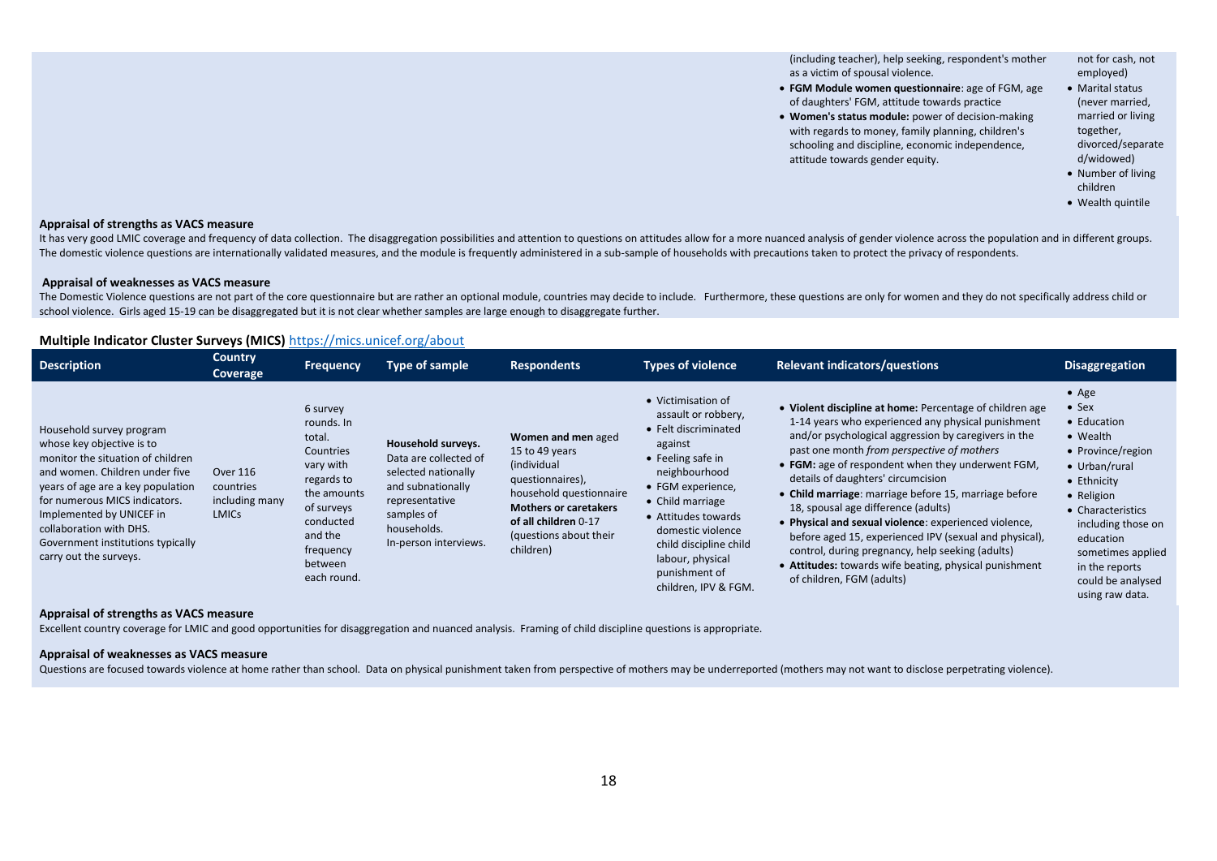| | | | | | | (including teacher), help seeking, respondent's mother as a victim of spousal violence.<br>• **FGM Module women questionnaire**: age of FGM, age of daughters' FGM, attitude towards practice<br>• **Women's status module:** power of decision-making with regards to money, family planning, children's schooling and discipline, economic independence, attitude towards gender equity. | not for cash, not employed)<br>• Marital status (never married, married or living together, divorced/separated/widowed)<br>• Number of living children<br>• Wealth quintile |
|---|---|---|---|---|---|---|---|

**Appraisal of strengths as VACS measure**

It has very good LMIC coverage and frequency of data collection. The disaggregation possibilities and attention to questions on attitudes allow for a more nuanced analysis of gender violence across the population and in different groups. The domestic violence questions are internationally validated measures, and the module is frequently administered in a sub-sample of households with precautions taken to protect the privacy of respondents.

**Appraisal of weaknesses as VACS measure**

The Domestic Violence questions are not part of the core questionnaire but are rather an optional module, countries may decide to include. Furthermore, these questions are only for women and they do not specifically address child or school violence. Girls aged 15-19 can be disaggregated but it is not clear whether samples are large enough to disaggregate further.

### Multiple Indicator Cluster Surveys (MICS) https://mics.unicef.org/about

| Description | Country Coverage | Frequency | Type of sample | Respondents | Types of violence | Relevant indicators/questions | Disaggregation |
|---|---|---|---|---|---|---|---|
| Household survey program whose key objective is to monitor the situation of children and women. Children under five years of age are a key population for numerous MICS indicators. Implemented by UNICEF in collaboration with DHS. Government institutions typically carry out the surveys. | Over 116 countries including many LMICs | 6 survey rounds. In total. Countries vary with regards to the amounts of surveys conducted and the frequency between each round. | **Household surveys.** Data are collected of selected nationally and subnationally representative samples of households. In-person interviews. | **Women and men** aged 15 to 49 years (individual questionnaires), household questionnaire **Mothers or caretakers of all children** 0-17 (questions about their children) | • Victimisation of assault or robbery,<br>• Felt discriminated against<br>• Feeling safe in neighbourhood<br>• FGM experience,<br>• Child marriage<br>• Attitudes towards domestic violence child discipline child labour, physical punishment of children, IPV & FGM. | • **Violent discipline at home:** Percentage of children age 1-14 years who experienced any physical punishment and/or psychological aggression by caregivers in the past one month *from perspective of mothers*<br>• **FGM:** age of respondent when they underwent FGM, details of daughters' circumcision<br>• **Child marriage**: marriage before 15, marriage before 18, spousal age difference (adults)<br>• **Physical and sexual violence**: experienced violence, before aged 15, experienced IPV (sexual and physical), control, during pregnancy, help seeking (adults)<br>• **Attitudes:** towards wife beating, physical punishment of children, FGM (adults) | • Age<br>• Sex<br>• Education<br>• Wealth<br>• Province/region<br>• Urban/rural<br>• Ethnicity<br>• Religion<br>• Characteristics including those on education sometimes applied in the reports could be analysed using raw data. |

**Appraisal of strengths as VACS measure**

Excellent country coverage for LMIC and good opportunities for disaggregation and nuanced analysis. Framing of child discipline questions is appropriate.

**Appraisal of weaknesses as VACS measure**

Questions are focused towards violence at home rather than school. Data on physical punishment taken from perspective of mothers may be underreported (mothers may not want to disclose perpetrating violence).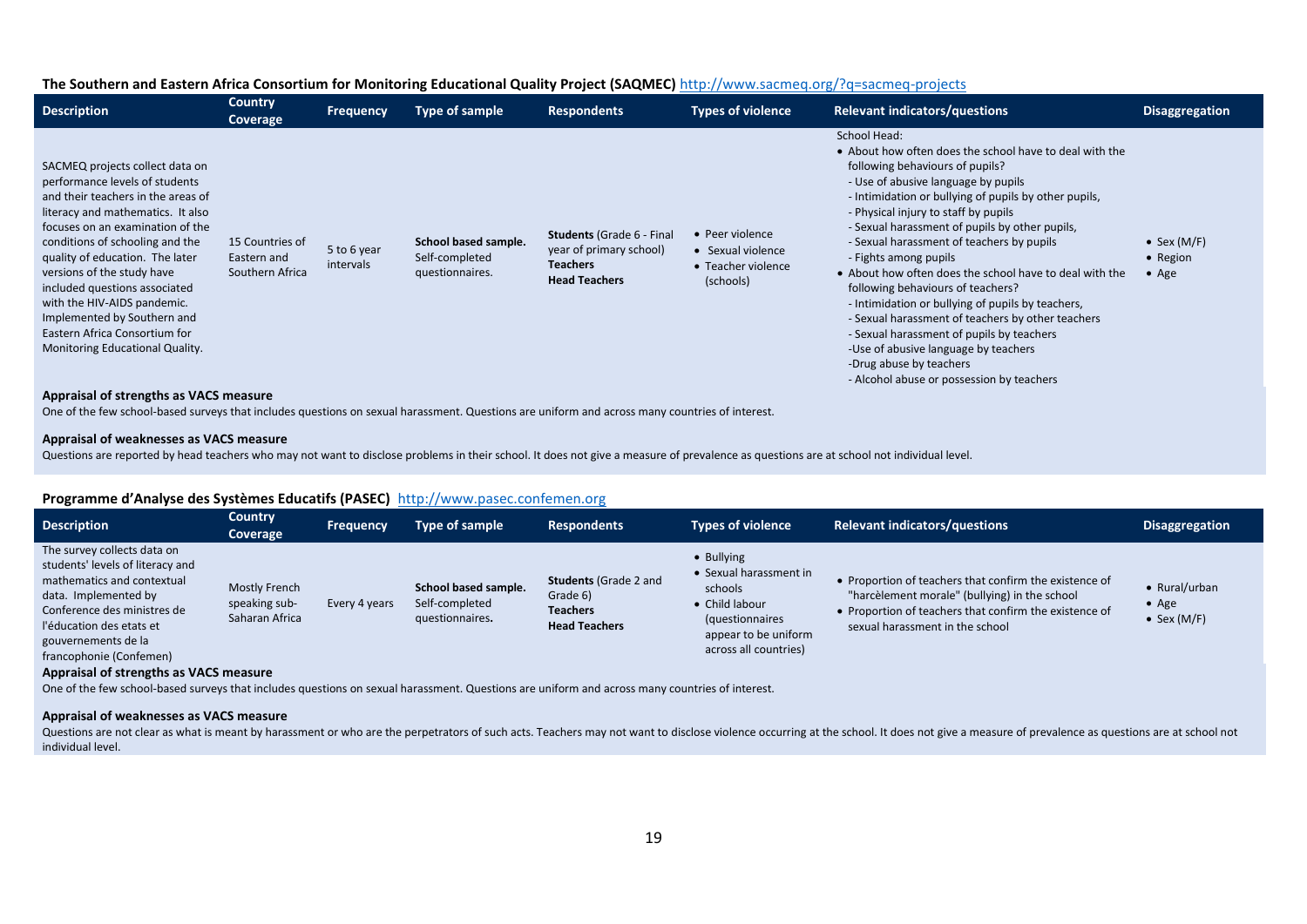### The Southern and Eastern Africa Consortium for Monitoring Educational Quality Project (SAQMEC) http://www.sacmeq.org/?q=sacmeq-projects

| Description | Country Coverage | Frequency | Type of sample | Respondents | Types of violence | Relevant indicators/questions | Disaggregation |
|---|---|---|---|---|---|---|---|
| SACMEQ projects collect data on performance levels of students and their teachers in the areas of literacy and mathematics. It also focuses on an examination of the conditions of schooling and the quality of education. The later versions of the study have included questions associated with the HIV-AIDS pandemic. Implemented by Southern and Eastern Africa Consortium for Monitoring Educational Quality. | 15 Countries of Eastern and Southern Africa | 5 to 6 year intervals | **School based sample.** Self-completed questionnaires. | **Students** (Grade 6 - Final year of primary school)<br>**Teachers**<br>**Head Teachers** | • Peer violence<br>• Sexual violence<br>• Teacher violence (schools) | School Head:<br>• About how often does the school have to deal with the following behaviours of pupils?<br>- Use of abusive language by pupils<br>- Intimidation or bullying of pupils by other pupils,<br>- Physical injury to staff by pupils<br>- Sexual harassment of pupils by other pupils,<br>- Sexual harassment of teachers by pupils<br>- Fights among pupils<br>• About how often does the school have to deal with the following behaviours of teachers?<br>- Intimidation or bullying of pupils by teachers,<br>- Sexual harassment of teachers by other teachers<br>- Sexual harassment of pupils by teachers<br>-Use of abusive language by teachers<br>-Drug abuse by teachers<br>- Alcohol abuse or possession by teachers | • Sex (M/F)<br>• Region<br>• Age |

**Appraisal of strengths as VACS measure**

One of the few school-based surveys that includes questions on sexual harassment. Questions are uniform and across many countries of interest.

**Appraisal of weaknesses as VACS measure**

Questions are reported by head teachers who may not want to disclose problems in their school. It does not give a measure of prevalence as questions are at school not individual level.

### Programme d'Analyse des Systèmes Educatifs (PASEC) http://www.pasec.confemen.org

| Description | Country Coverage | Frequency | Type of sample | Respondents | Types of violence | Relevant indicators/questions | Disaggregation |
|---|---|---|---|---|---|---|---|
| The survey collects data on students' levels of literacy and mathematics and contextual data. Implemented by Conference des ministres de l'éducation des etats et gouvernements de la francophonie (Confemen) | Mostly French speaking sub-Saharan Africa | Every 4 years | **School based sample.** Self-completed questionnaires. | **Students** (Grade 2 and Grade 6)<br>**Teachers**<br>**Head Teachers** | • Bullying<br>• Sexual harassment in schools<br>• Child labour (questionnaires appear to be uniform across all countries) | • Proportion of teachers that confirm the existence of "harcèlement morale" (bullying) in the school<br>• Proportion of teachers that confirm the existence of sexual harassment in the school | • Rural/urban<br>• Age<br>• Sex (M/F) |

**Appraisal of strengths as VACS measure**

One of the few school-based surveys that includes questions on sexual harassment. Questions are uniform and across many countries of interest.

**Appraisal of weaknesses as VACS measure**

Questions are not clear as what is meant by harassment or who are the perpetrators of such acts. Teachers may not want to disclose violence occurring at the school. It does not give a measure of prevalence as questions are at school not individual level.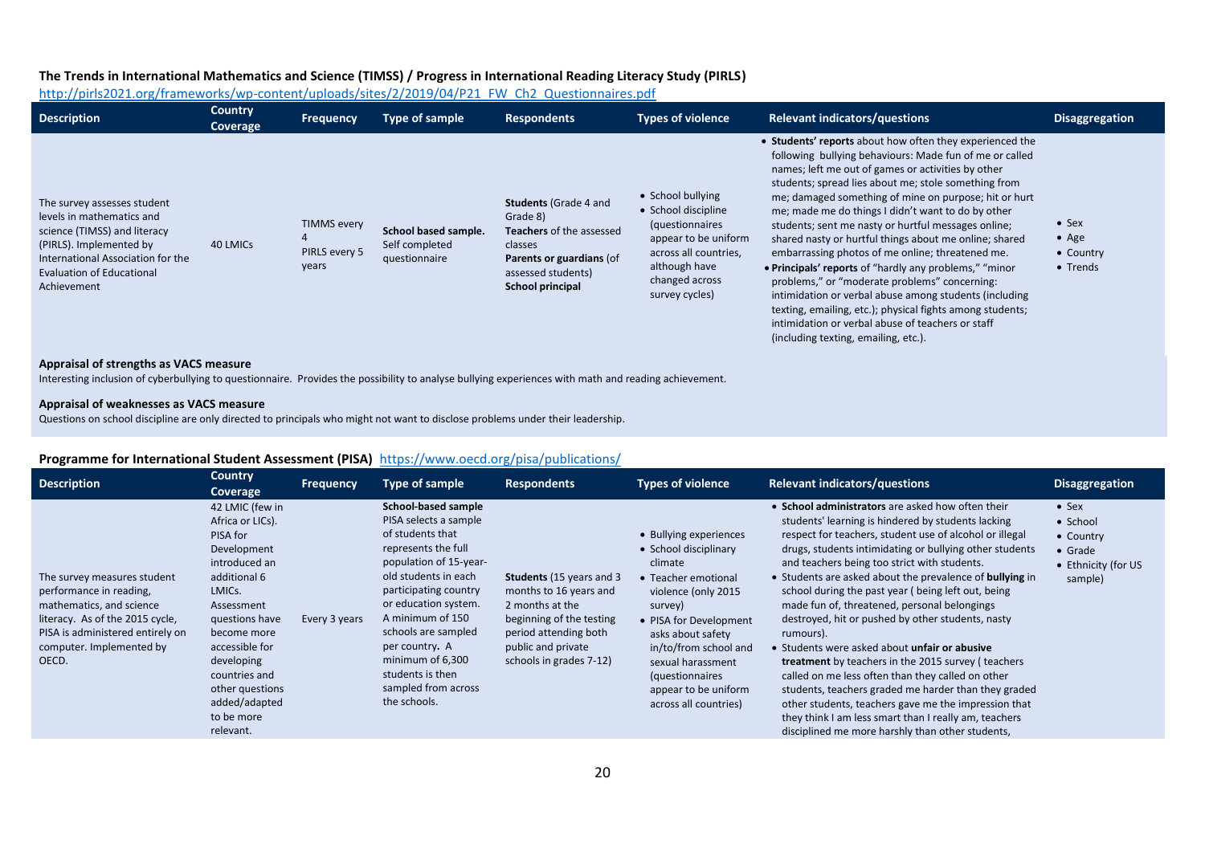**The Trends in International Mathematics and Science (TIMSS) / Progress in International Reading Literacy Study (PIRLS)**
http://pirls2021.org/frameworks/wp-content/uploads/sites/2/2019/04/P21_FW_Ch2_Questionnaires.pdf

| Description | Country Coverage | Frequency | Type of sample | Respondents | Types of violence | Relevant indicators/questions | Disaggregation |
|---|---|---|---|---|---|---|---|
| The survey assesses student levels in mathematics and science (TIMSS) and literacy (PIRLS). Implemented by International Association for the Evaluation of Educational Achievement | 40 LMICs | TIMMS every 4<br>PIRLS every 5 years | **School based sample.** Self completed questionnaire | **Students** (Grade 4 and Grade 8)<br>**Teachers** of the assessed classes<br>**Parents or guardians** (of assessed students)<br>**School principal** | • School bullying<br>• School discipline (questionnaires appear to be uniform across all countries, although have changed across survey cycles) | • **Students' reports** about how often they experienced the following bullying behaviours: Made fun of me or called names; left me out of games or activities by other students; spread lies about me; stole something from me; damaged something of mine on purpose; hit or hurt me; made me do things I didn't want to do by other students; sent me nasty or hurtful messages online; shared nasty or hurtful things about me online; shared embarrassing photos of me online; threatened me.<br>• **Principals' reports** of "hardly any problems," "minor problems," or "moderate problems" concerning: intimidation or verbal abuse among students (including texting, emailing, etc.); physical fights among students; intimidation or verbal abuse of teachers or staff (including texting, emailing, etc.). | • Sex<br>• Age<br>• Country<br>• Trends |

**Appraisal of strengths as VACS measure**
Interesting inclusion of cyberbullying to questionnaire. Provides the possibility to analyse bullying experiences with math and reading achievement.

**Appraisal of weaknesses as VACS measure**
Questions on school discipline are only directed to principals who might not want to disclose problems under their leadership.

**Programme for International Student Assessment (PISA)** https://www.oecd.org/pisa/publications/

| Description | Country Coverage | Frequency | Type of sample | Respondents | Types of violence | Relevant indicators/questions | Disaggregation |
|---|---|---|---|---|---|---|---|
| The survey measures student performance in reading, mathematics, and science literacy. As of the 2015 cycle, PISA is administered entirely on computer. Implemented by OECD. | 42 LMIC (few in Africa or LICs).<br>PISA for Development introduced an additional 6 LMICs.<br>Assessment questions have become more accessible for developing countries and other questions added/adapted to be more relevant. | Every 3 years | **School-based sample**<br>PISA selects a sample of students that represents the full population of 15-year-old students in each participating country or education system. A minimum of 150 schools are sampled per country**.** A minimum of 6,300 students is then sampled from across the schools. | **Students** (15 years and 3 months to 16 years and 2 months at the beginning of the testing period attending both public and private schools in grades 7-12) | • Bullying experiences<br>• School disciplinary climate<br>• Teacher emotional violence (only 2015 survey)<br>• PISA for Development asks about safety in/to/from school and sexual harassment (questionnaires appear to be uniform across all countries) | • **School administrators** are asked how often their students' learning is hindered by students lacking respect for teachers, student use of alcohol or illegal drugs, students intimidating or bullying other students and teachers being too strict with students.<br>• Students are asked about the prevalence of **bullying** in school during the past year ( being left out, being made fun of, threatened, personal belongings destroyed, hit or pushed by other students, nasty rumours).<br>• Students were asked about **unfair or abusive treatment** by teachers in the 2015 survey ( teachers called on me less often than they called on other students, teachers graded me harder than they graded other students, teachers gave me the impression that they think I am less smart than I really am, teachers disciplined me more harshly than other students, | • Sex<br>• School<br>• Country<br>• Grade<br>• Ethnicity (for US sample) |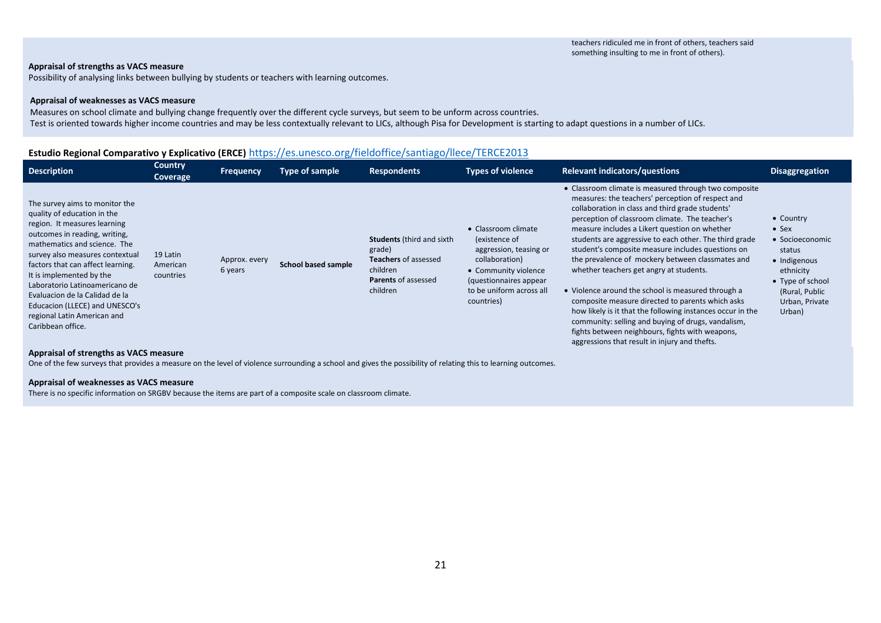teachers ridiculed me in front of others, teachers said something insulting to me in front of others).

**Appraisal of strengths as VACS measure**

Possibility of analysing links between bullying by students or teachers with learning outcomes.

**Appraisal of weaknesses as VACS measure**

Measures on school climate and bullying change frequently over the different cycle surveys, but seem to be unform across countries.
Test is oriented towards higher income countries and may be less contextually relevant to LICs, although Pisa for Development is starting to adapt questions in a number of LICs.

**Estudio Regional Comparativo y Explicativo (ERCE)** https://es.unesco.org/fieldoffice/santiago/llece/TERCE2013

| Description | Country Coverage | Frequency | Type of sample | Respondents | Types of violence | Relevant indicators/questions | Disaggregation |
|---|---|---|---|---|---|---|---|
| The survey aims to monitor the quality of education in the region. It measures learning outcomes in reading, writing, mathematics and science. The survey also measures contextual factors that can affect learning. It is implemented by the Laboratorio Latinoamericano de Evaluacion de la Calidad de la Educacion (LLECE) and UNESCO's regional Latin American and Caribbean office. | 19 Latin American countries | Approx. every 6 years | **School based sample** | **Students** (third and sixth grade)<br>**Teachers** of assessed children<br>**Parents** of assessed children | • Classroom climate (existence of aggression, teasing or collaboration)<br>• Community violence (questionnaires appear to be uniform across all countries) | • Classroom climate is measured through two composite measures: the teachers' perception of respect and collaboration in class and third grade students' perception of classroom climate. The teacher's measure includes a Likert question on whether students are aggressive to each other. The third grade student's composite measure includes questions on the prevalence of mockery between classmates and whether teachers get angry at students.<br>• Violence around the school is measured through a composite measure directed to parents which asks how likely is it that the following instances occur in the community: selling and buying of drugs, vandalism, fights between neighbours, fights with weapons, aggressions that result in injury and thefts. | • Country<br>• Sex<br>• Socioeconomic status<br>• Indigenous ethnicity<br>• Type of school (Rural, Public Urban, Private Urban) |

**Appraisal of strengths as VACS measure**

One of the few surveys that provides a measure on the level of violence surrounding a school and gives the possibility of relating this to learning outcomes.

**Appraisal of weaknesses as VACS measure**

There is no specific information on SRGBV because the items are part of a composite scale on classroom climate.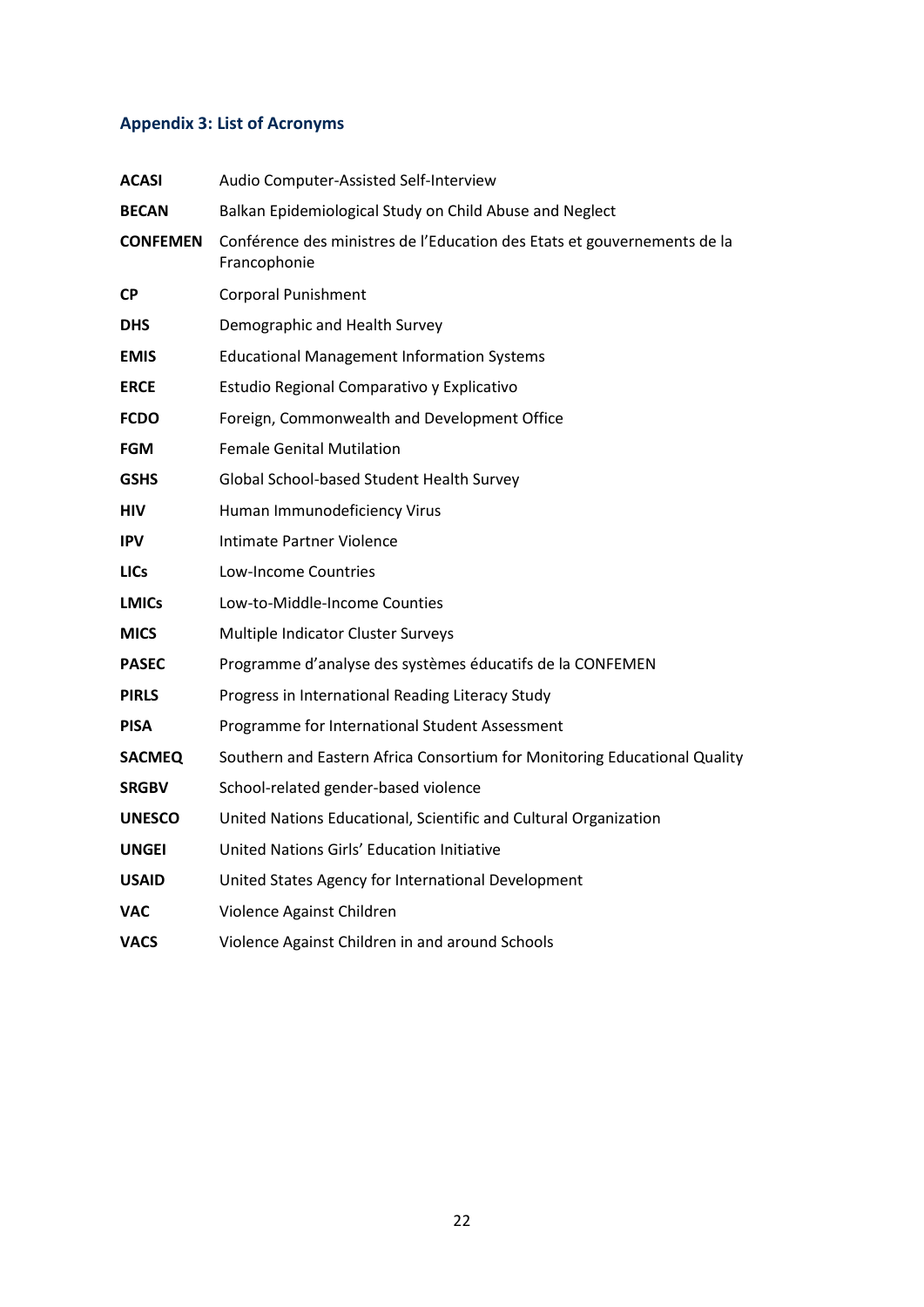## Appendix 3: List of Acronyms

| | |
|---|---|
| **ACASI** | Audio Computer-Assisted Self-Interview |
| **BECAN** | Balkan Epidemiological Study on Child Abuse and Neglect |
| **CONFEMEN** | Conférence des ministres de l'Education des Etats et gouvernements de la Francophonie |
| **CP** | Corporal Punishment |
| **DHS** | Demographic and Health Survey |
| **EMIS** | Educational Management Information Systems |
| **ERCE** | Estudio Regional Comparativo y Explicativo |
| **FCDO** | Foreign, Commonwealth and Development Office |
| **FGM** | Female Genital Mutilation |
| **GSHS** | Global School-based Student Health Survey |
| **HIV** | Human Immunodeficiency Virus |
| **IPV** | Intimate Partner Violence |
| **LICs** | Low-Income Countries |
| **LMICs** | Low-to-Middle-Income Counties |
| **MICS** | Multiple Indicator Cluster Surveys |
| **PASEC** | Programme d'analyse des systèmes éducatifs de la CONFEMEN |
| **PIRLS** | Progress in International Reading Literacy Study |
| **PISA** | Programme for International Student Assessment |
| **SACMEQ** | Southern and Eastern Africa Consortium for Monitoring Educational Quality |
| **SRGBV** | School-related gender-based violence |
| **UNESCO** | United Nations Educational, Scientific and Cultural Organization |
| **UNGEI** | United Nations Girls' Education Initiative |
| **USAID** | United States Agency for International Development |
| **VAC** | Violence Against Children |
| **VACS** | Violence Against Children in and around Schools |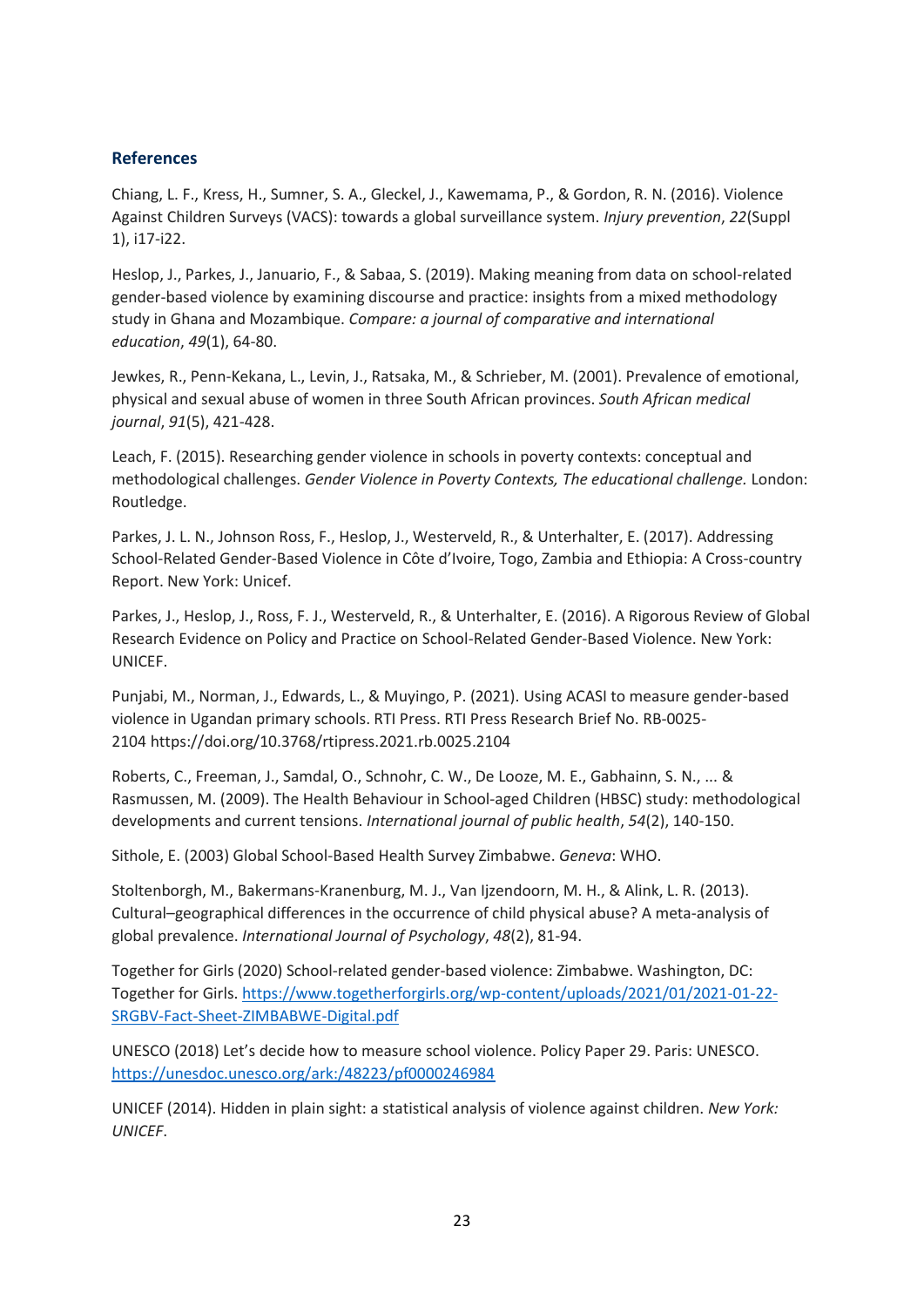## References

Chiang, L. F., Kress, H., Sumner, S. A., Gleckel, J., Kawemama, P., & Gordon, R. N. (2016). Violence Against Children Surveys (VACS): towards a global surveillance system. *Injury prevention*, *22*(Suppl 1), i17-i22.

Heslop, J., Parkes, J., Januario, F., & Sabaa, S. (2019). Making meaning from data on school-related gender-based violence by examining discourse and practice: insights from a mixed methodology study in Ghana and Mozambique. *Compare: a journal of comparative and international education*, *49*(1), 64-80.

Jewkes, R., Penn-Kekana, L., Levin, J., Ratsaka, M., & Schrieber, M. (2001). Prevalence of emotional, physical and sexual abuse of women in three South African provinces. *South African medical journal*, *91*(5), 421-428.

Leach, F. (2015). Researching gender violence in schools in poverty contexts: conceptual and methodological challenges. *Gender Violence in Poverty Contexts, The educational challenge.* London: Routledge.

Parkes, J. L. N., Johnson Ross, F., Heslop, J., Westerveld, R., & Unterhalter, E. (2017). Addressing School-Related Gender-Based Violence in Côte d'Ivoire, Togo, Zambia and Ethiopia: A Cross-country Report. New York: Unicef.

Parkes, J., Heslop, J., Ross, F. J., Westerveld, R., & Unterhalter, E. (2016). A Rigorous Review of Global Research Evidence on Policy and Practice on School-Related Gender-Based Violence. New York: UNICEF.

Punjabi, M., Norman, J., Edwards, L., & Muyingo, P. (2021). Using ACASI to measure gender-based violence in Ugandan primary schools. RTI Press. RTI Press Research Brief No. RB-0025-2104 https://doi.org/10.3768/rtipress.2021.rb.0025.2104

Roberts, C., Freeman, J., Samdal, O., Schnohr, C. W., De Looze, M. E., Gabhainn, S. N., ... & Rasmussen, M. (2009). The Health Behaviour in School-aged Children (HBSC) study: methodological developments and current tensions. *International journal of public health*, *54*(2), 140-150.

Sithole, E. (2003) Global School-Based Health Survey Zimbabwe. *Geneva*: WHO.

Stoltenborgh, M., Bakermans-Kranenburg, M. J., Van Ijzendoorn, M. H., & Alink, L. R. (2013). Cultural–geographical differences in the occurrence of child physical abuse? A meta-analysis of global prevalence. *International Journal of Psychology*, *48*(2), 81-94.

Together for Girls (2020) School-related gender-based violence: Zimbabwe. Washington, DC: Together for Girls. https://www.togetherforgirls.org/wp-content/uploads/2021/01/2021-01-22-SRGBV-Fact-Sheet-ZIMBABWE-Digital.pdf

UNESCO (2018) Let's decide how to measure school violence. Policy Paper 29. Paris: UNESCO. https://unesdoc.unesco.org/ark:/48223/pf0000246984

UNICEF (2014). Hidden in plain sight: a statistical analysis of violence against children. *New York: UNICEF*.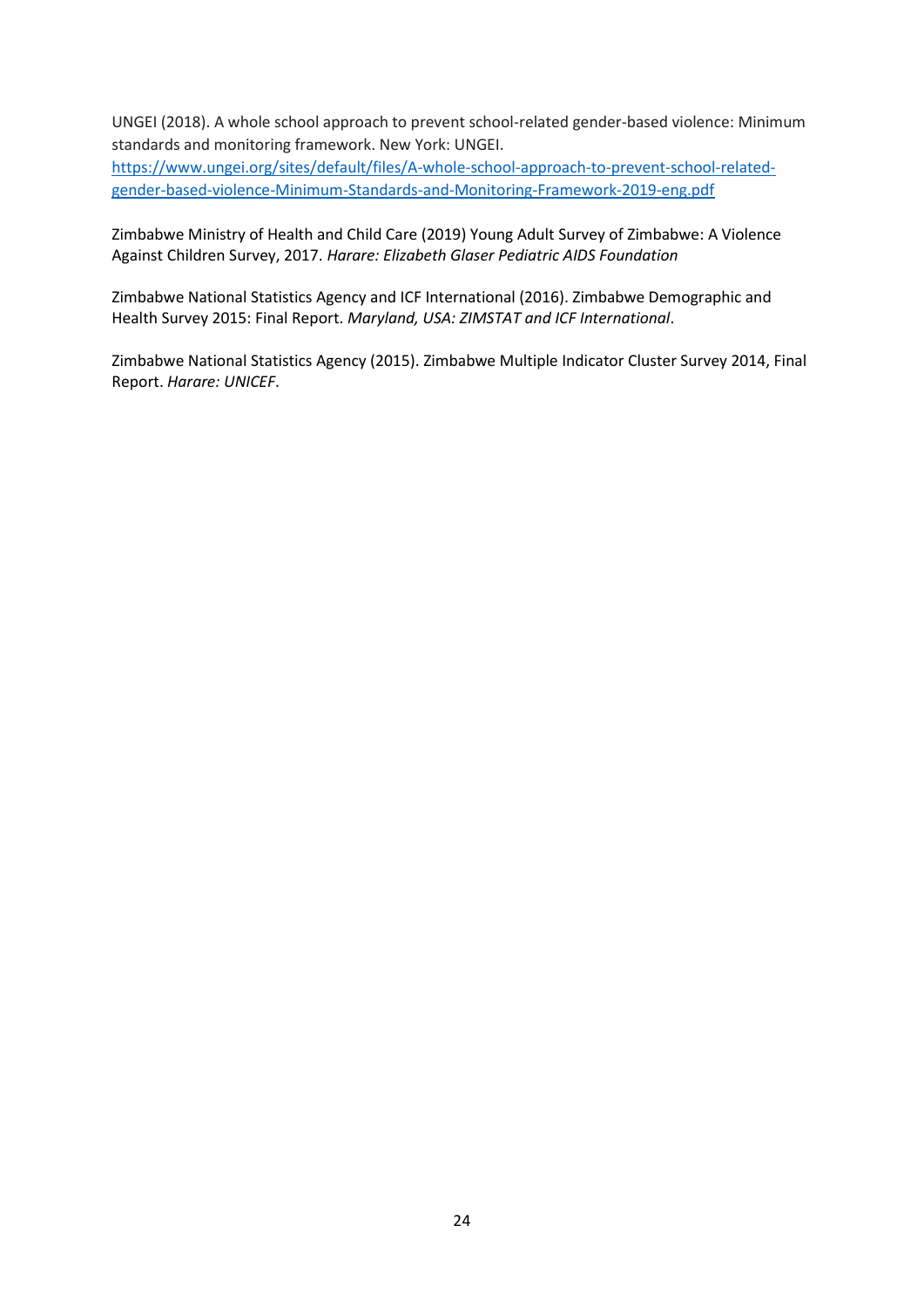UNGEI (2018). A whole school approach to prevent school-related gender-based violence: Minimum standards and monitoring framework. New York: UNGEI. https://www.ungei.org/sites/default/files/A-whole-school-approach-to-prevent-school-related-gender-based-violence-Minimum-Standards-and-Monitoring-Framework-2019-eng.pdf

Zimbabwe Ministry of Health and Child Care (2019) Young Adult Survey of Zimbabwe: A Violence Against Children Survey, 2017. *Harare: Elizabeth Glaser Pediatric AIDS Foundation*

Zimbabwe National Statistics Agency and ICF International (2016). Zimbabwe Demographic and Health Survey 2015: Final Report. *Maryland, USA: ZIMSTAT and ICF International*.

Zimbabwe National Statistics Agency (2015). Zimbabwe Multiple Indicator Cluster Survey 2014, Final Report. *Harare: UNICEF*.